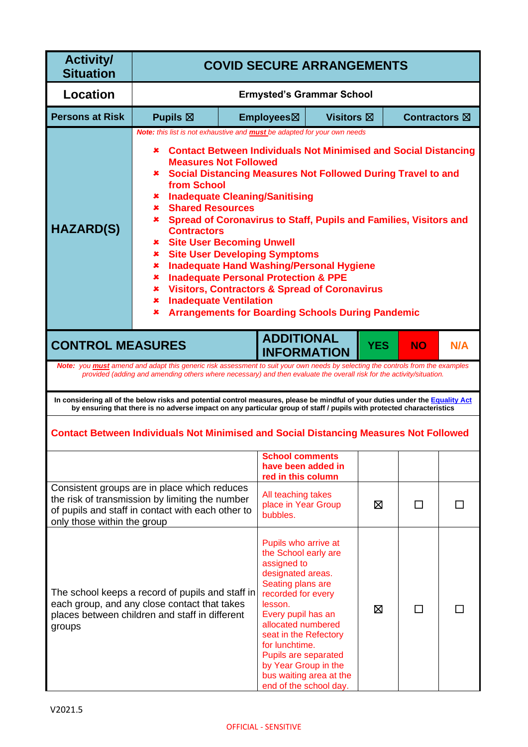| Activity/ Situation | COVID SECURE ARRANGEMENTS | | | |
|---|---|---|---|---|
| Location | Ermysted's Grammar School | | | |
| Persons at Risk | Pupils ☒ | Employees☒ | Visitors ☒ | Contractors ☒ |

**HAZARD(S)**

*Note: this list is not exhaustive and **must** be adapted for your own needs*

- Contact Between Individuals Not Minimised and Social Distancing Measures Not Followed
- Social Distancing Measures Not Followed During Travel to and from School
- Inadequate Cleaning/Sanitising
- Shared Resources
- Spread of Coronavirus to Staff, Pupils and Families, Visitors and Contractors
- Site User Becoming Unwell
- Site User Developing Symptoms
- Inadequate Hand Washing/Personal Hygiene
- Inadequate Personal Protection & PPE
- Visitors, Contractors & Spread of Coronavirus
- Inadequate Ventilation
- Arrangements for Boarding Schools During Pandemic

*Note: you **must** amend and adapt this generic risk assessment to suit your own needs by selecting the controls from the examples provided (adding and amending others where necessary) and then evaluate the overall risk for the activity/situation.*

**In considering all of the below risks and potential control measures, please be mindful of your duties under the Equality Act by ensuring that there is no adverse impact on any particular group of staff / pupils with protected characteristics**

**Contact Between Individuals Not Minimised and Social Distancing Measures Not Followed**

| CONTROL MEASURES | ADDITIONAL INFORMATION | YES | NO | N/A |
|---|---|---|---|---|
| | **School comments have been added in red in this column** | | | |
| Consistent groups are in place which reduces the risk of transmission by limiting the number of pupils and staff in contact with each other to only those within the group | All teaching takes place in Year Group bubbles. | ☒ | ☐ | ☐ |
| The school keeps a record of pupils and staff in each group, and any close contact that takes places between children and staff in different groups | Pupils who arrive at the School early are assigned to designated areas. Seating plans are recorded for every lesson. Every pupil has an allocated numbered seat in the Refectory for lunchtime. Pupils are separated by Year Group in the bus waiting area at the end of the school day. | ☒ | ☐ | ☐ |

V2021.5

OFFICIAL - SENSITIVE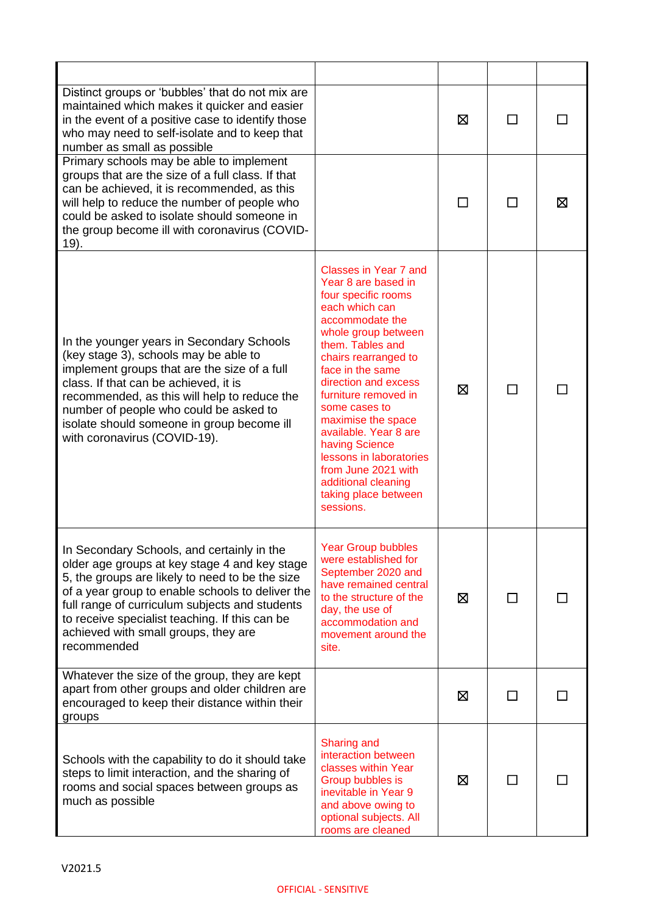| | | | | |
|---|---|---|---|---|
| Distinct groups or 'bubbles' that do not mix are maintained which makes it quicker and easier in the event of a positive case to identify those who may need to self-isolate and to keep that number as small as possible | | ☒ | ☐ | ☐ |
| Primary schools may be able to implement groups that are the size of a full class. If that can be achieved, it is recommended, as this will help to reduce the number of people who could be asked to isolate should someone in the group become ill with coronavirus (COVID-19). | | ☐ | ☐ | ☒ |
| In the younger years in Secondary Schools (key stage 3), schools may be able to implement groups that are the size of a full class. If that can be achieved, it is recommended, as this will help to reduce the number of people who could be asked to isolate should someone in group become ill with coronavirus (COVID-19). | Classes in Year 7 and Year 8 are based in four specific rooms each which can accommodate the whole group between them. Tables and chairs rearranged to face in the same direction and excess furniture removed in some cases to maximise the space available. Year 8 are having Science lessons in laboratories from June 2021 with additional cleaning taking place between sessions. | ☒ | ☐ | ☐ |
| In Secondary Schools, and certainly in the older age groups at key stage 4 and key stage 5, the groups are likely to need to be the size of a year group to enable schools to deliver the full range of curriculum subjects and students to receive specialist teaching. If this can be achieved with small groups, they are recommended | Year Group bubbles were established for September 2020 and have remained central to the structure of the day, the use of accommodation and movement around the site. | ☒ | ☐ | ☐ |
| Whatever the size of the group, they are kept apart from other groups and older children are encouraged to keep their distance within their groups | | ☒ | ☐ | ☐ |
| Schools with the capability to do it should take steps to limit interaction, and the sharing of rooms and social spaces between groups as much as possible | Sharing and interaction between classes within Year Group bubbles is inevitable in Year 9 and above owing to optional subjects. All rooms are cleaned | ☒ | ☐ | ☐ |

V2021.5

OFFICIAL - SENSITIVE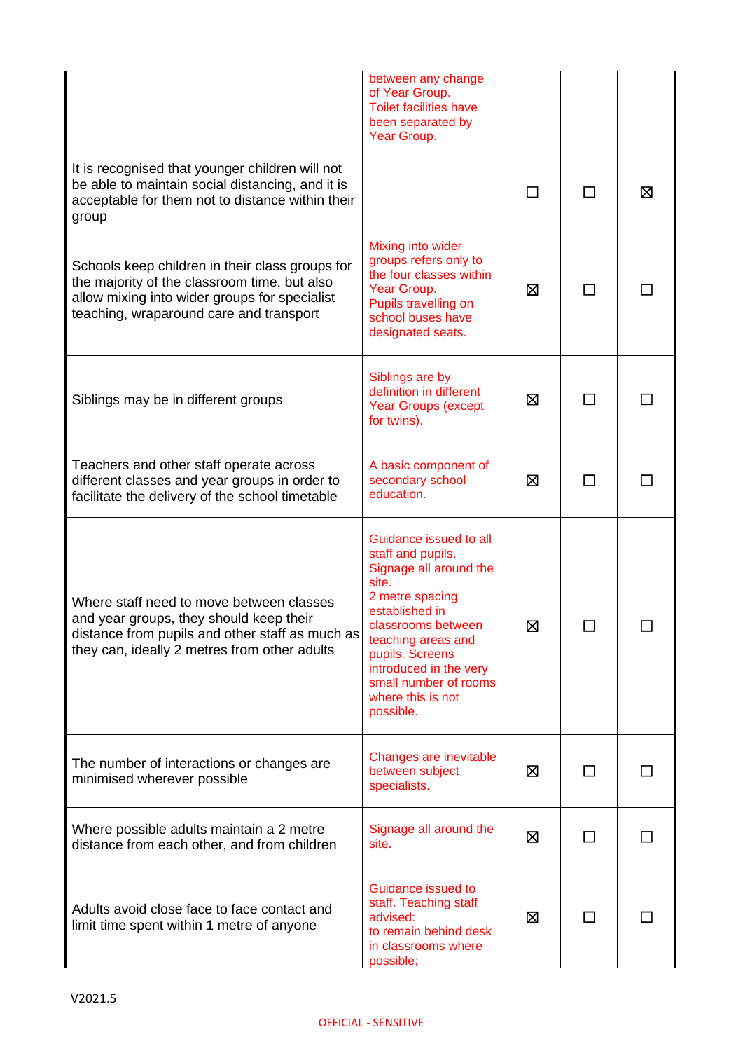| | | | | |
|---|---|---|---|---|
| | between any change of Year Group. Toilet facilities have been separated by Year Group. | | | |
| It is recognised that younger children will not be able to maintain social distancing, and it is acceptable for them not to distance within their group | | ☐ | ☐ | ☒ |
| Schools keep children in their class groups for the majority of the classroom time, but also allow mixing into wider groups for specialist teaching, wraparound care and transport | Mixing into wider groups refers only to the four classes within Year Group. Pupils travelling on school buses have designated seats. | ☒ | ☐ | ☐ |
| Siblings may be in different groups | Siblings are by definition in different Year Groups (except for twins). | ☒ | ☐ | ☐ |
| Teachers and other staff operate across different classes and year groups in order to facilitate the delivery of the school timetable | A basic component of secondary school education. | ☒ | ☐ | ☐ |
| Where staff need to move between classes and year groups, they should keep their distance from pupils and other staff as much as they can, ideally 2 metres from other adults | Guidance issued to all staff and pupils. Signage all around the site. 2 metre spacing established in classrooms between teaching areas and pupils. Screens introduced in the very small number of rooms where this is not possible. | ☒ | ☐ | ☐ |
| The number of interactions or changes are minimised wherever possible | Changes are inevitable between subject specialists. | ☒ | ☐ | ☐ |
| Where possible adults maintain a 2 metre distance from each other, and from children | Signage all around the site. | ☒ | ☐ | ☐ |
| Adults avoid close face to face contact and limit time spent within 1 metre of anyone | Guidance issued to staff. Teaching staff advised: to remain behind desk in classrooms where possible; | ☒ | ☐ | ☐ |

V2021.5

OFFICIAL - SENSITIVE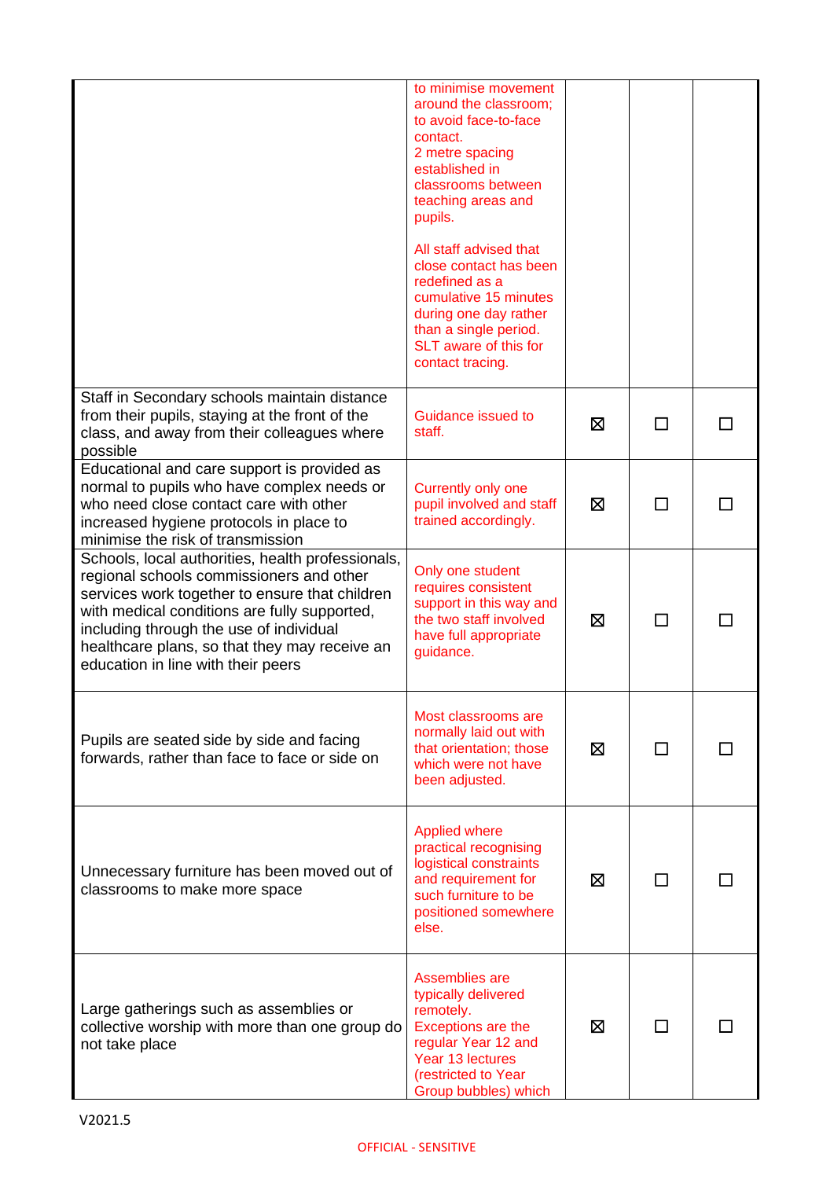| | | | | |
|---|---|---|---|---|
| | to minimise movement around the classroom; to avoid face-to-face contact.<br>2 metre spacing established in classrooms between teaching areas and pupils.<br><br>All staff advised that close contact has been redefined as a cumulative 15 minutes during one day rather than a single period. SLT aware of this for contact tracing. | | | |
| Staff in Secondary schools maintain distance from their pupils, staying at the front of the class, and away from their colleagues where possible | Guidance issued to staff. | ☒ | ☐ | ☐ |
| Educational and care support is provided as normal to pupils who have complex needs or who need close contact care with other increased hygiene protocols in place to minimise the risk of transmission | Currently only one pupil involved and staff trained accordingly. | ☒ | ☐ | ☐ |
| Schools, local authorities, health professionals, regional schools commissioners and other services work together to ensure that children with medical conditions are fully supported, including through the use of individual healthcare plans, so that they may receive an education in line with their peers | Only one student requires consistent support in this way and the two staff involved have full appropriate guidance. | ☒ | ☐ | ☐ |
| Pupils are seated side by side and facing forwards, rather than face to face or side on | Most classrooms are normally laid out with that orientation; those which were not have been adjusted. | ☒ | ☐ | ☐ |
| Unnecessary furniture has been moved out of classrooms to make more space | Applied where practical recognising logistical constraints and requirement for such furniture to be positioned somewhere else. | ☒ | ☐ | ☐ |
| Large gatherings such as assemblies or collective worship with more than one group do not take place | Assemblies are typically delivered remotely. Exceptions are the regular Year 12 and Year 13 lectures (restricted to Year Group bubbles) which | ☒ | ☐ | ☐ |

V2021.5

OFFICIAL - SENSITIVE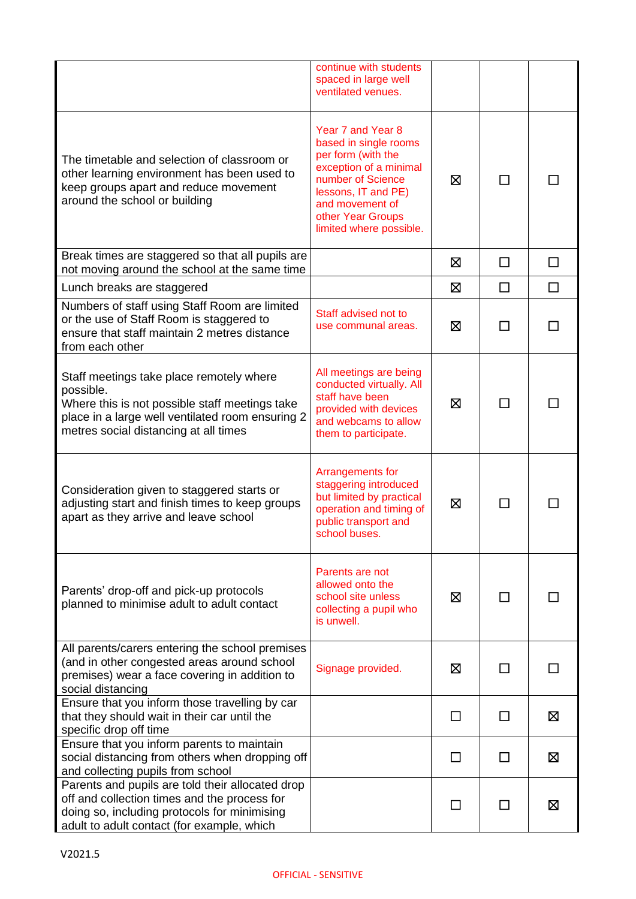| | | | | |
|---|---|---|---|---|
| | continue with students spaced in large well ventilated venues. | | | |
| The timetable and selection of classroom or other learning environment has been used to keep groups apart and reduce movement around the school or building | Year 7 and Year 8 based in single rooms per form (with the exception of a minimal number of Science lessons, IT and PE) and movement of other Year Groups limited where possible. | ☒ | ☐ | ☐ |
| Break times are staggered so that all pupils are not moving around the school at the same time | | ☒ | ☐ | ☐ |
| Lunch breaks are staggered | | ☒ | ☐ | ☐ |
| Numbers of staff using Staff Room are limited or the use of Staff Room is staggered to ensure that staff maintain 2 metres distance from each other | Staff advised not to use communal areas. | ☒ | ☐ | ☐ |
| Staff meetings take place remotely where possible.<br>Where this is not possible staff meetings take place in a large well ventilated room ensuring 2 metres social distancing at all times | All meetings are being conducted virtually. All staff have been provided with devices and webcams to allow them to participate. | ☒ | ☐ | ☐ |
| Consideration given to staggered starts or adjusting start and finish times to keep groups apart as they arrive and leave school | Arrangements for staggering introduced but limited by practical operation and timing of public transport and school buses. | ☒ | ☐ | ☐ |
| Parents' drop-off and pick-up protocols planned to minimise adult to adult contact | Parents are not allowed onto the school site unless collecting a pupil who is unwell. | ☒ | ☐ | ☐ |
| All parents/carers entering the school premises (and in other congested areas around school premises) wear a face covering in addition to social distancing | Signage provided. | ☒ | ☐ | ☐ |
| Ensure that you inform those travelling by car that they should wait in their car until the specific drop off time | | ☐ | ☐ | ☒ |
| Ensure that you inform parents to maintain social distancing from others when dropping off and collecting pupils from school | | ☐ | ☐ | ☒ |
| Parents and pupils are told their allocated drop off and collection times and the process for doing so, including protocols for minimising adult to adult contact (for example, which | | ☐ | ☐ | ☒ |

V2021.5

OFFICIAL - SENSITIVE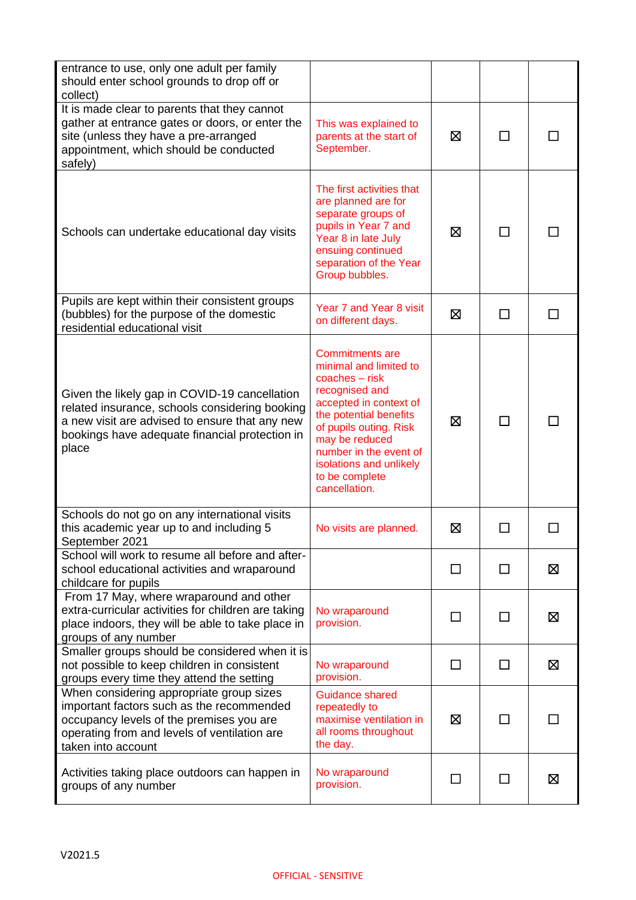| | | | | |
|---|---|---|---|---|
| entrance to use, only one adult per family should enter school grounds to drop off or collect) | | | | |
| It is made clear to parents that they cannot gather at entrance gates or doors, or enter the site (unless they have a pre-arranged appointment, which should be conducted safely) | This was explained to parents at the start of September. | ☒ | ☐ | ☐ |
| Schools can undertake educational day visits | The first activities that are planned are for separate groups of pupils in Year 7 and Year 8 in late July ensuing continued separation of the Year Group bubbles. | ☒ | ☐ | ☐ |
| Pupils are kept within their consistent groups (bubbles) for the purpose of the domestic residential educational visit | Year 7 and Year 8 visit on different days. | ☒ | ☐ | ☐ |
| Given the likely gap in COVID-19 cancellation related insurance, schools considering booking a new visit are advised to ensure that any new bookings have adequate financial protection in place | Commitments are minimal and limited to coaches – risk recognised and accepted in context of the potential benefits of pupils outing. Risk may be reduced number in the event of isolations and unlikely to be complete cancellation. | ☒ | ☐ | ☐ |
| Schools do not go on any international visits this academic year up to and including 5 September 2021 | No visits are planned. | ☒ | ☐ | ☐ |
| School will work to resume all before and after-school educational activities and wraparound childcare for pupils | | ☐ | ☐ | ☒ |
| From 17 May, where wraparound and other extra-curricular activities for children are taking place indoors, they will be able to take place in groups of any number | No wraparound provision. | ☐ | ☐ | ☒ |
| Smaller groups should be considered when it is not possible to keep children in consistent groups every time they attend the setting | No wraparound provision. | ☐ | ☐ | ☒ |
| When considering appropriate group sizes important factors such as the recommended occupancy levels of the premises you are operating from and levels of ventilation are taken into account | Guidance shared repeatedly to maximise ventilation in all rooms throughout the day. | ☒ | ☐ | ☐ |
| Activities taking place outdoors can happen in groups of any number | No wraparound provision. | ☐ | ☐ | ☒ |

V2021.5

OFFICIAL - SENSITIVE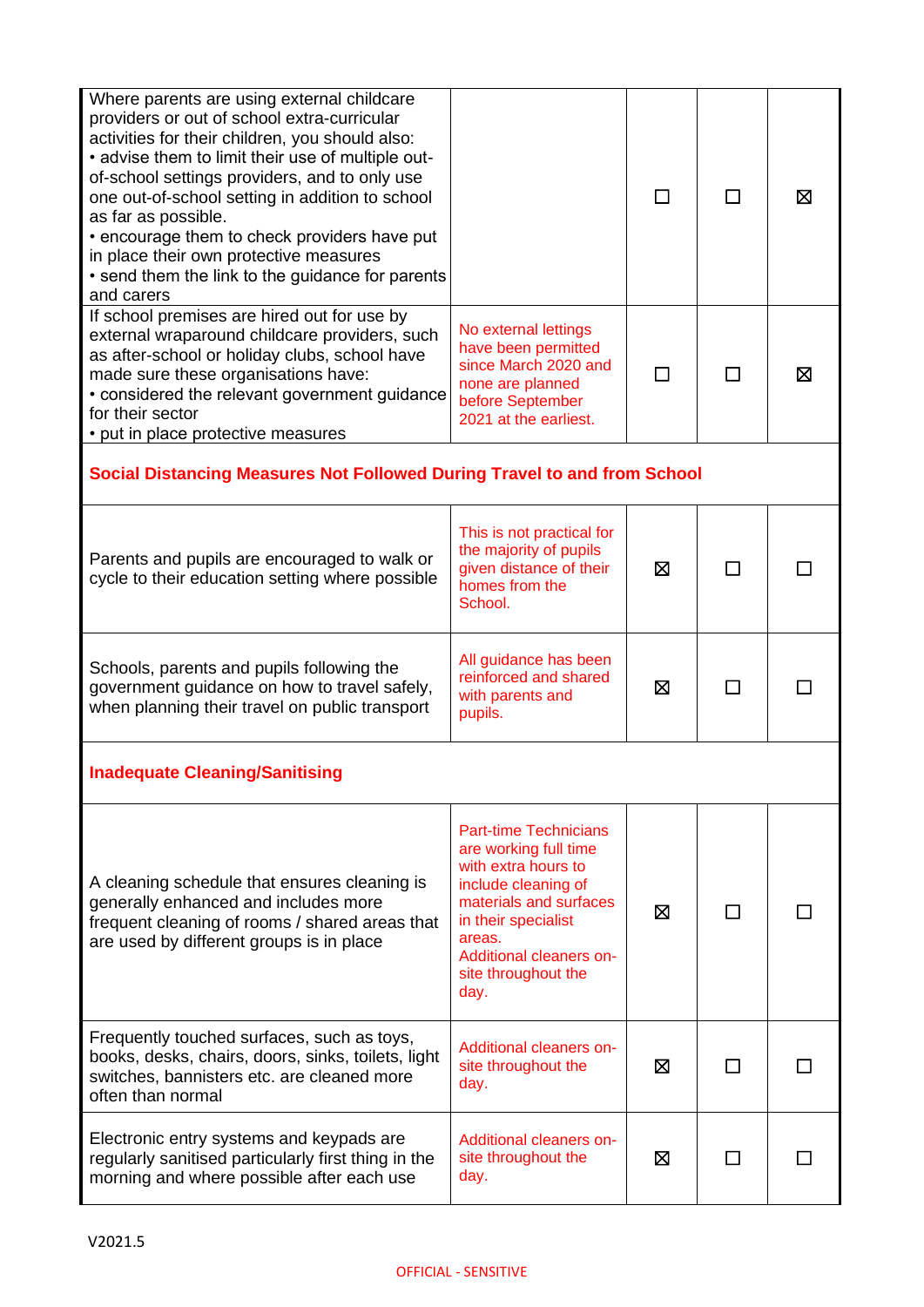| | | | | |
|---|---|---|---|---|
| Where parents are using external childcare providers or out of school extra-curricular activities for their children, you should also:<br>• advise them to limit their use of multiple out-of-school settings providers, and to only use one out-of-school setting in addition to school as far as possible.<br>• encourage them to check providers have put in place their own protective measures<br>• send them the link to the guidance for parents and carers | | ☐ | ☐ | ☒ |
| If school premises are hired out for use by external wraparound childcare providers, such as after-school or holiday clubs, school have made sure these organisations have:<br>• considered the relevant government guidance for their sector<br>• put in place protective measures | No external lettings have been permitted since March 2020 and none are planned before September 2021 at the earliest. | ☐ | ☐ | ☒ |
| **Social Distancing Measures Not Followed During Travel to and from School** | | | | |
| Parents and pupils are encouraged to walk or cycle to their education setting where possible | This is not practical for the majority of pupils given distance of their homes from the School. | ☒ | ☐ | ☐ |
| Schools, parents and pupils following the government guidance on how to travel safely, when planning their travel on public transport | All guidance has been reinforced and shared with parents and pupils. | ☒ | ☐ | ☐ |
| **Inadequate Cleaning/Sanitising** | | | | |
| A cleaning schedule that ensures cleaning is generally enhanced and includes more frequent cleaning of rooms / shared areas that are used by different groups is in place | Part-time Technicians are working full time with extra hours to include cleaning of materials and surfaces in their specialist areas.<br>Additional cleaners on-site throughout the day. | ☒ | ☐ | ☐ |
| Frequently touched surfaces, such as toys, books, desks, chairs, doors, sinks, toilets, light switches, bannisters etc. are cleaned more often than normal | Additional cleaners on-site throughout the day. | ☒ | ☐ | ☐ |
| Electronic entry systems and keypads are regularly sanitised particularly first thing in the morning and where possible after each use | Additional cleaners on-site throughout the day. | ☒ | ☐ | ☐ |

V2021.5

OFFICIAL - SENSITIVE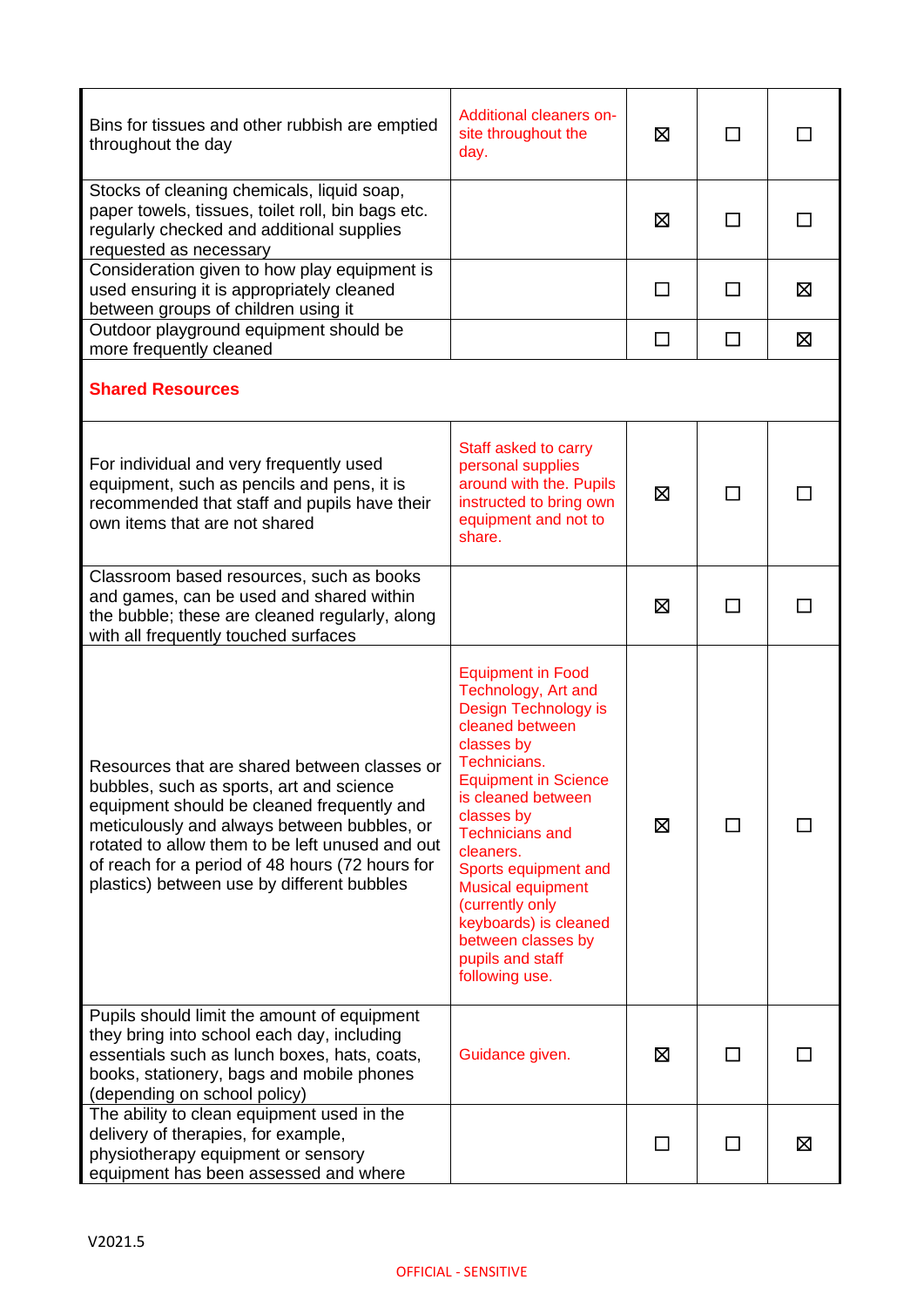| | | | | |
|---|---|---|---|---|
| Bins for tissues and other rubbish are emptied throughout the day | Additional cleaners on-site throughout the day. | ☒ | ☐ | ☐ |
| Stocks of cleaning chemicals, liquid soap, paper towels, tissues, toilet roll, bin bags etc. regularly checked and additional supplies requested as necessary | | ☒ | ☐ | ☐ |
| Consideration given to how play equipment is used ensuring it is appropriately cleaned between groups of children using it | | ☐ | ☐ | ☒ |
| Outdoor playground equipment should be more frequently cleaned | | ☐ | ☐ | ☒ |
| **Shared Resources** | | | | |
| For individual and very frequently used equipment, such as pencils and pens, it is recommended that staff and pupils have their own items that are not shared | Staff asked to carry personal supplies around with the. Pupils instructed to bring own equipment and not to share. | ☒ | ☐ | ☐ |
| Classroom based resources, such as books and games, can be used and shared within the bubble; these are cleaned regularly, along with all frequently touched surfaces | | ☒ | ☐ | ☐ |
| Resources that are shared between classes or bubbles, such as sports, art and science equipment should be cleaned frequently and meticulously and always between bubbles, or rotated to allow them to be left unused and out of reach for a period of 48 hours (72 hours for plastics) between use by different bubbles | Equipment in Food Technology, Art and Design Technology is cleaned between classes by Technicians. Equipment in Science is cleaned between classes by Technicians and cleaners. Sports equipment and Musical equipment (currently only keyboards) is cleaned between classes by pupils and staff following use. | ☒ | ☐ | ☐ |
| Pupils should limit the amount of equipment they bring into school each day, including essentials such as lunch boxes, hats, coats, books, stationery, bags and mobile phones (depending on school policy) | Guidance given. | ☒ | ☐ | ☐ |
| The ability to clean equipment used in the delivery of therapies, for example, physiotherapy equipment or sensory equipment has been assessed and where | | ☐ | ☐ | ☒ |

V2021.5

OFFICIAL - SENSITIVE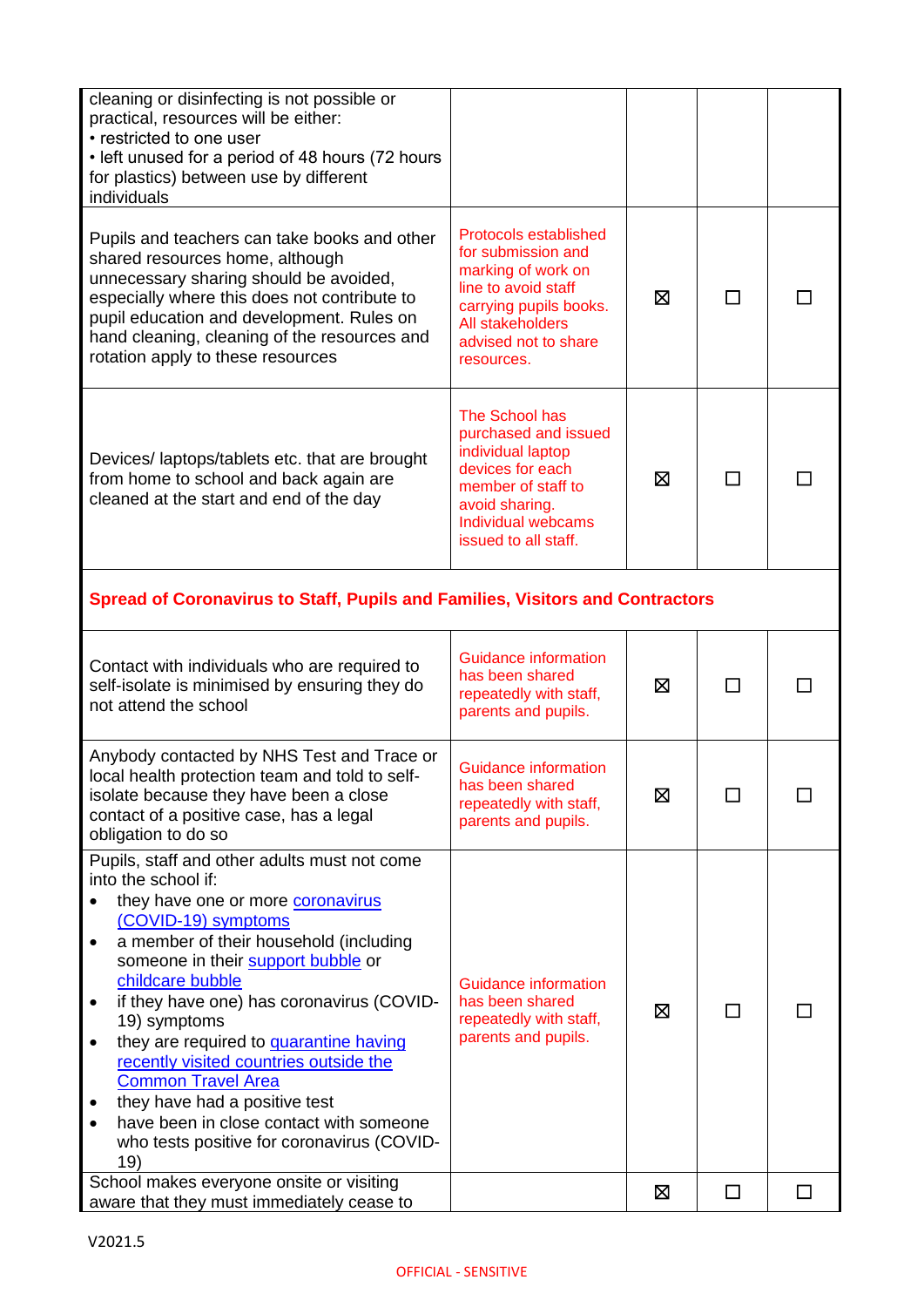| | | | | |
|---|---|---|---|---|
| cleaning or disinfecting is not possible or practical, resources will be either:<br>• restricted to one user<br>• left unused for a period of 48 hours (72 hours for plastics) between use by different individuals | | | | |
| Pupils and teachers can take books and other shared resources home, although unnecessary sharing should be avoided, especially where this does not contribute to pupil education and development. Rules on hand cleaning, cleaning of the resources and rotation apply to these resources | Protocols established for submission and marking of work on line to avoid staff carrying pupils books. All stakeholders advised not to share resources. | ☒ | ☐ | ☐ |
| Devices/ laptops/tablets etc. that are brought from home to school and back again are cleaned at the start and end of the day | The School has purchased and issued individual laptop devices for each member of staff to avoid sharing. Individual webcams issued to all staff. | ☒ | ☐ | ☐ |
| **Spread of Coronavirus to Staff, Pupils and Families, Visitors and Contractors** | | | | |
| Contact with individuals who are required to self-isolate is minimised by ensuring they do not attend the school | Guidance information has been shared repeatedly with staff, parents and pupils. | ☒ | ☐ | ☐ |
| Anybody contacted by NHS Test and Trace or local health protection team and told to self-isolate because they have been a close contact of a positive case, has a legal obligation to do so | Guidance information has been shared repeatedly with staff, parents and pupils. | ☒ | ☐ | ☐ |
| Pupils, staff and other adults must not come into the school if:<br>• they have one or more [coronavirus (COVID-19) symptoms]<br>• a member of their household (including someone in their [support bubble] or [childcare bubble] if they have one) has coronavirus (COVID-19) symptoms<br>• they are required to [quarantine having recently visited countries outside the Common Travel Area]<br>• they have had a positive test<br>• have been in close contact with someone who tests positive for coronavirus (COVID-19) | Guidance information has been shared repeatedly with staff, parents and pupils. | ☒ | ☐ | ☐ |
| School makes everyone onsite or visiting aware that they must immediately cease to | | ☒ | ☐ | ☐ |

V2021.5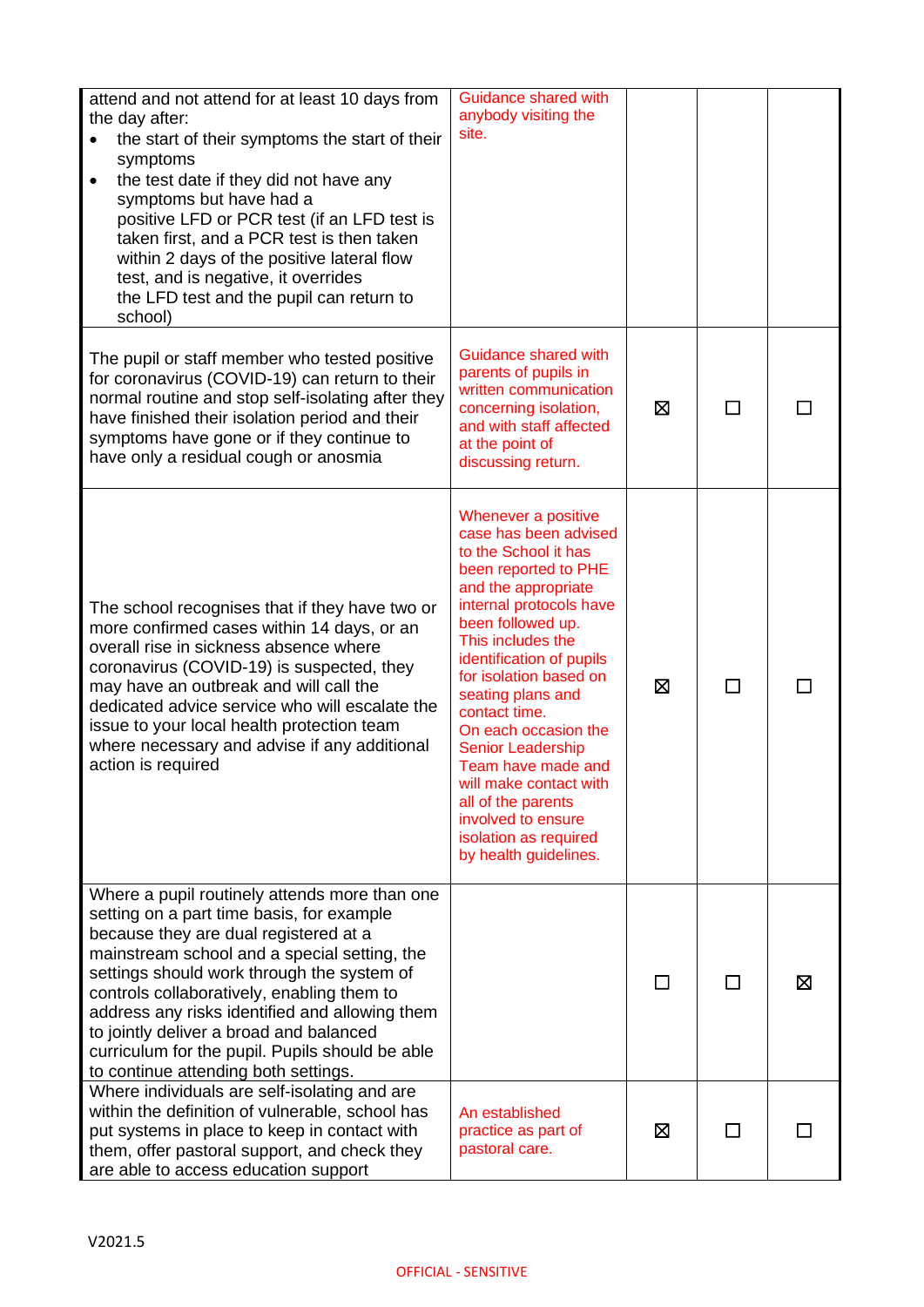| | | | | |
|---|---|---|---|---|
| attend and not attend for at least 10 days from the day after:<br>• the start of their symptoms the start of their symptoms<br>• the test date if they did not have any symptoms but have had a positive LFD or PCR test (if an LFD test is taken first, and a PCR test is then taken within 2 days of the positive lateral flow test, and is negative, it overrides the LFD test and the pupil can return to school) | Guidance shared with anybody visiting the site. | | | |
| The pupil or staff member who tested positive for coronavirus (COVID-19) can return to their normal routine and stop self-isolating after they have finished their isolation period and their symptoms have gone or if they continue to have only a residual cough or anosmia | Guidance shared with parents of pupils in written communication concerning isolation, and with staff affected at the point of discussing return. | ☒ | ☐ | ☐ |
| The school recognises that if they have two or more confirmed cases within 14 days, or an overall rise in sickness absence where coronavirus (COVID-19) is suspected, they may have an outbreak and will call the dedicated advice service who will escalate the issue to your local health protection team where necessary and advise if any additional action is required | Whenever a positive case has been advised to the School it has been reported to PHE and the appropriate internal protocols have been followed up. This includes the identification of pupils for isolation based on seating plans and contact time. On each occasion the Senior Leadership Team have made and will make contact with all of the parents involved to ensure isolation as required by health guidelines. | ☒ | ☐ | ☐ |
| Where a pupil routinely attends more than one setting on a part time basis, for example because they are dual registered at a mainstream school and a special setting, the settings should work through the system of controls collaboratively, enabling them to address any risks identified and allowing them to jointly deliver a broad and balanced curriculum for the pupil. Pupils should be able to continue attending both settings. | | ☐ | ☐ | ☒ |
| Where individuals are self-isolating and are within the definition of vulnerable, school has put systems in place to keep in contact with them, offer pastoral support, and check they are able to access education support | An established practice as part of pastoral care. | ☒ | ☐ | ☐ |

V2021.5

OFFICIAL - SENSITIVE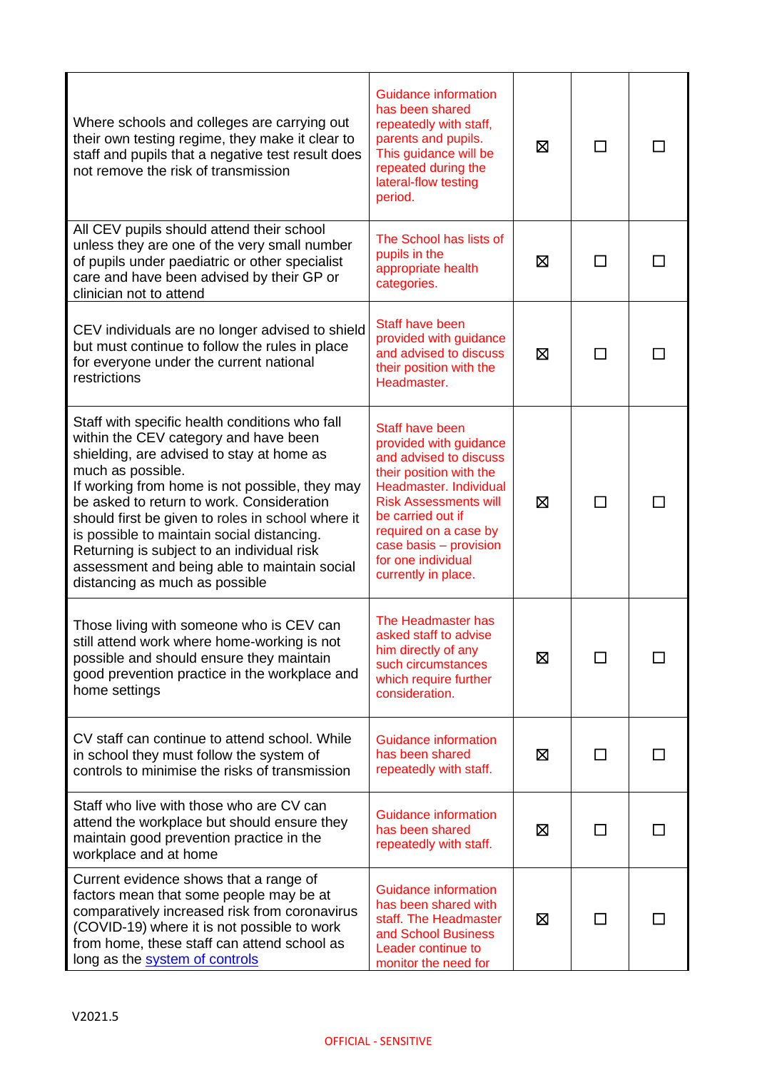| | | | | |
|---|---|---|---|---|
| Where schools and colleges are carrying out their own testing regime, they make it clear to staff and pupils that a negative test result does not remove the risk of transmission | Guidance information has been shared repeatedly with staff, parents and pupils. This guidance will be repeated during the lateral-flow testing period. | ☒ | ☐ | ☐ |
| All CEV pupils should attend their school unless they are one of the very small number of pupils under paediatric or other specialist care and have been advised by their GP or clinician not to attend | The School has lists of pupils in the appropriate health categories. | ☒ | ☐ | ☐ |
| CEV individuals are no longer advised to shield but must continue to follow the rules in place for everyone under the current national restrictions | Staff have been provided with guidance and advised to discuss their position with the Headmaster. | ☒ | ☐ | ☐ |
| Staff with specific health conditions who fall within the CEV category and have been shielding, are advised to stay at home as much as possible.<br>If working from home is not possible, they may be asked to return to work. Consideration should first be given to roles in school where it is possible to maintain social distancing. Returning is subject to an individual risk assessment and being able to maintain social distancing as much as possible | Staff have been provided with guidance and advised to discuss their position with the Headmaster. Individual Risk Assessments will be carried out if required on a case by case basis – provision for one individual currently in place. | ☒ | ☐ | ☐ |
| Those living with someone who is CEV can still attend work where home-working is not possible and should ensure they maintain good prevention practice in the workplace and home settings | The Headmaster has asked staff to advise him directly of any such circumstances which require further consideration. | ☒ | ☐ | ☐ |
| CV staff can continue to attend school. While in school they must follow the system of controls to minimise the risks of transmission | Guidance information has been shared repeatedly with staff. | ☒ | ☐ | ☐ |
| Staff who live with those who are CV can attend the workplace but should ensure they maintain good prevention practice in the workplace and at home | Guidance information has been shared repeatedly with staff. | ☒ | ☐ | ☐ |
| Current evidence shows that a range of factors mean that some people may be at comparatively increased risk from coronavirus (COVID-19) where it is not possible to work from home, these staff can attend school as long as the system of controls | Guidance information has been shared with staff. The Headmaster and School Business Leader continue to monitor the need for | ☒ | ☐ | ☐ |

V2021.5

OFFICIAL - SENSITIVE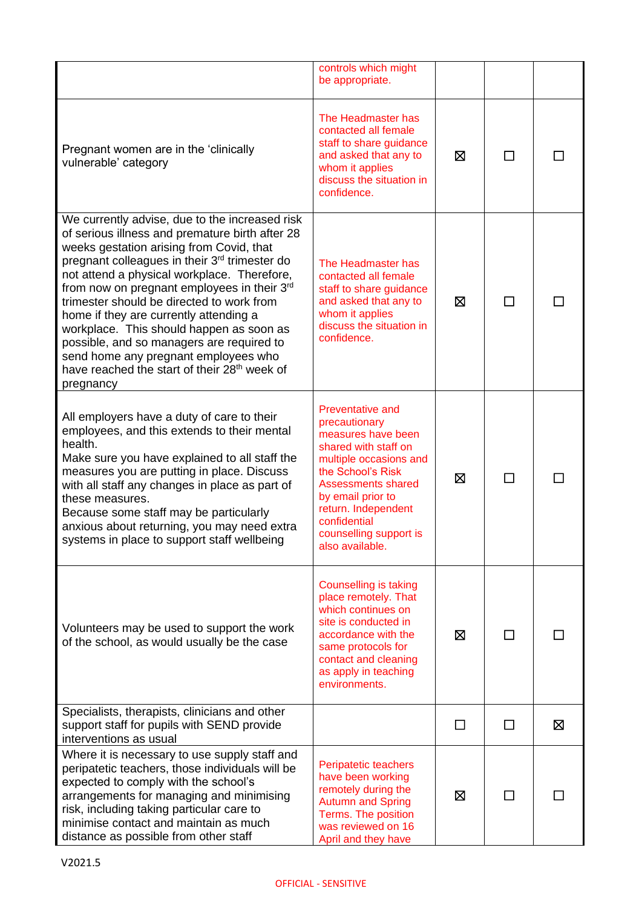| | | | | |
|---|---|---|---|---|
| | controls which might be appropriate. | | | |
| Pregnant women are in the 'clinically vulnerable' category | The Headmaster has contacted all female staff to share guidance and asked that any to whom it applies discuss the situation in confidence. | ☒ | ☐ | ☐ |
| We currently advise, due to the increased risk of serious illness and premature birth after 28 weeks gestation arising from Covid, that pregnant colleagues in their 3rd trimester do not attend a physical workplace. Therefore, from now on pregnant employees in their 3rd trimester should be directed to work from home if they are currently attending a workplace. This should happen as soon as possible, and so managers are required to send home any pregnant employees who have reached the start of their 28th week of pregnancy | The Headmaster has contacted all female staff to share guidance and asked that any to whom it applies discuss the situation in confidence. | ☒ | ☐ | ☐ |
| All employers have a duty of care to their employees, and this extends to their mental health.<br>Make sure you have explained to all staff the measures you are putting in place. Discuss with all staff any changes in place as part of these measures.<br>Because some staff may be particularly anxious about returning, you may need extra systems in place to support staff wellbeing | Preventative and precautionary measures have been shared with staff on multiple occasions and the School's Risk Assessments shared by email prior to return. Independent confidential counselling support is also available. | ☒ | ☐ | ☐ |
| Volunteers may be used to support the work of the school, as would usually be the case | Counselling is taking place remotely. That which continues on site is conducted in accordance with the same protocols for contact and cleaning as apply in teaching environments. | ☒ | ☐ | ☐ |
| Specialists, therapists, clinicians and other support staff for pupils with SEND provide interventions as usual | | ☐ | ☐ | ☒ |
| Where it is necessary to use supply staff and peripatetic teachers, those individuals will be expected to comply with the school's arrangements for managing and minimising risk, including taking particular care to minimise contact and maintain as much distance as possible from other staff | Peripatetic teachers have been working remotely during the Autumn and Spring Terms. The position was reviewed on 16 April and they have | ☒ | ☐ | ☐ |

V2021.5

OFFICIAL - SENSITIVE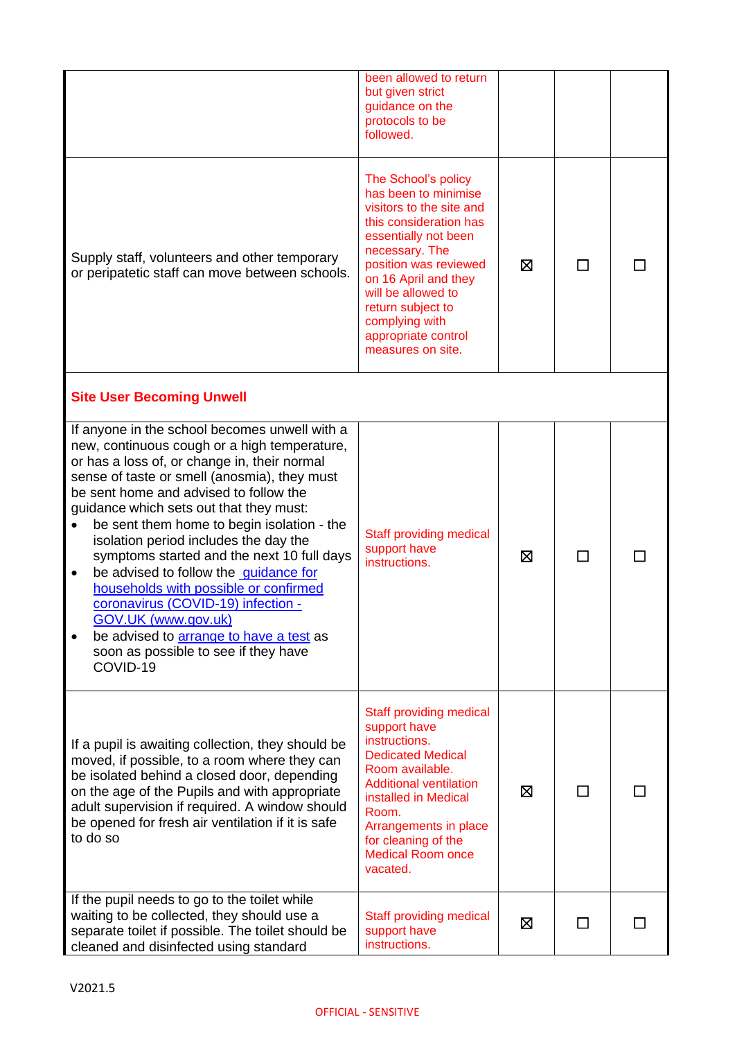| | | | | |
|---|---|---|---|---|
| | been allowed to return but given strict guidance on the protocols to be followed. | | | |
| Supply staff, volunteers and other temporary or peripatetic staff can move between schools. | The School's policy has been to minimise visitors to the site and this consideration has essentially not been necessary. The position was reviewed on 16 April and they will be allowed to return subject to complying with appropriate control measures on site. | ☒ | ☐ | ☐ |
| **Site User Becoming Unwell** | | | | |
| If anyone in the school becomes unwell with a new, continuous cough or a high temperature, or has a loss of, or change in, their normal sense of taste or smell (anosmia), they must be sent home and advised to follow the guidance which sets out that they must:<br>• be sent them home to begin isolation - the isolation period includes the day the symptoms started and the next 10 full days<br>• be advised to follow the [guidance for households with possible or confirmed coronavirus (COVID-19) infection - GOV.UK (www.gov.uk)]()<br>• be advised to [arrange to have a test]() as soon as possible to see if they have COVID-19 | Staff providing medical support have instructions. | ☒ | ☐ | ☐ |
| If a pupil is awaiting collection, they should be moved, if possible, to a room where they can be isolated behind a closed door, depending on the age of the Pupils and with appropriate adult supervision if required. A window should be opened for fresh air ventilation if it is safe to do so | Staff providing medical support have instructions. Dedicated Medical Room available. Additional ventilation installed in Medical Room. Arrangements in place for cleaning of the Medical Room once vacated. | ☒ | ☐ | ☐ |
| If the pupil needs to go to the toilet while waiting to be collected, they should use a separate toilet if possible. The toilet should be cleaned and disinfected using standard | Staff providing medical support have instructions. | ☒ | ☐ | ☐ |

V2021.5

OFFICIAL - SENSITIVE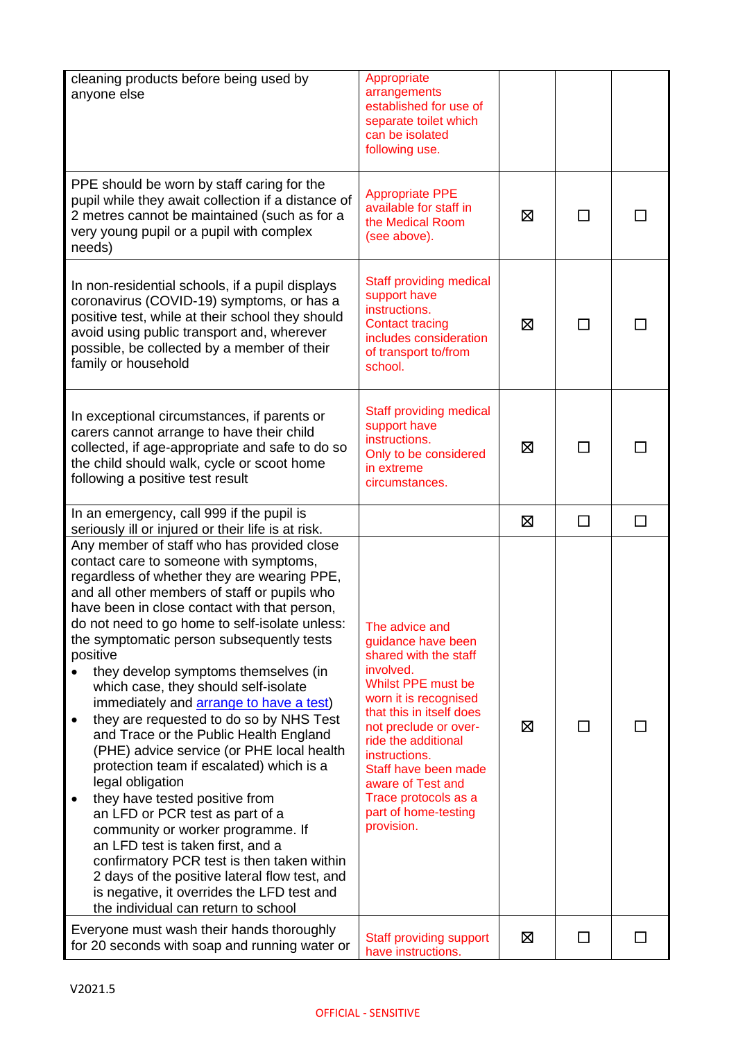| | | | | |
|---|---|---|---|---|
| cleaning products before being used by anyone else | Appropriate arrangements established for use of separate toilet which can be isolated following use. | | | |
| PPE should be worn by staff caring for the pupil while they await collection if a distance of 2 metres cannot be maintained (such as for a very young pupil or a pupil with complex needs) | Appropriate PPE available for staff in the Medical Room (see above). | ☒ | ☐ | ☐ |
| In non-residential schools, if a pupil displays coronavirus (COVID-19) symptoms, or has a positive test, while at their school they should avoid using public transport and, wherever possible, be collected by a member of their family or household | Staff providing medical support have instructions. Contact tracing includes consideration of transport to/from school. | ☒ | ☐ | ☐ |
| In exceptional circumstances, if parents or carers cannot arrange to have their child collected, if age-appropriate and safe to do so the child should walk, cycle or scoot home following a positive test result | Staff providing medical support have instructions. Only to be considered in extreme circumstances. | ☒ | ☐ | ☐ |
| In an emergency, call 999 if the pupil is seriously ill or injured or their life is at risk. | | ☒ | ☐ | ☐ |
| Any member of staff who has provided close contact care to someone with symptoms, regardless of whether they are wearing PPE, and all other members of staff or pupils who have been in close contact with that person, do not need to go home to self-isolate unless: the symptomatic person subsequently tests positive<br>• they develop symptoms themselves (in which case, they should self-isolate immediately and [arrange to have a test](#))<br>• they are requested to do so by NHS Test and Trace or the Public Health England (PHE) advice service (or PHE local health protection team if escalated) which is a legal obligation<br>• they have tested positive from an LFD or PCR test as part of a community or worker programme. If an LFD test is taken first, and a confirmatory PCR test is then taken within 2 days of the positive lateral flow test, and is negative, it overrides the LFD test and the individual can return to school | The advice and guidance have been shared with the staff involved. Whilst PPE must be worn it is recognised that this in itself does not preclude or over-ride the additional instructions. Staff have been made aware of Test and Trace protocols as a part of home-testing provision. | ☒ | ☐ | ☐ |
| Everyone must wash their hands thoroughly for 20 seconds with soap and running water or | Staff providing support have instructions. | ☒ | ☐ | ☐ |

V2021.5

OFFICIAL - SENSITIVE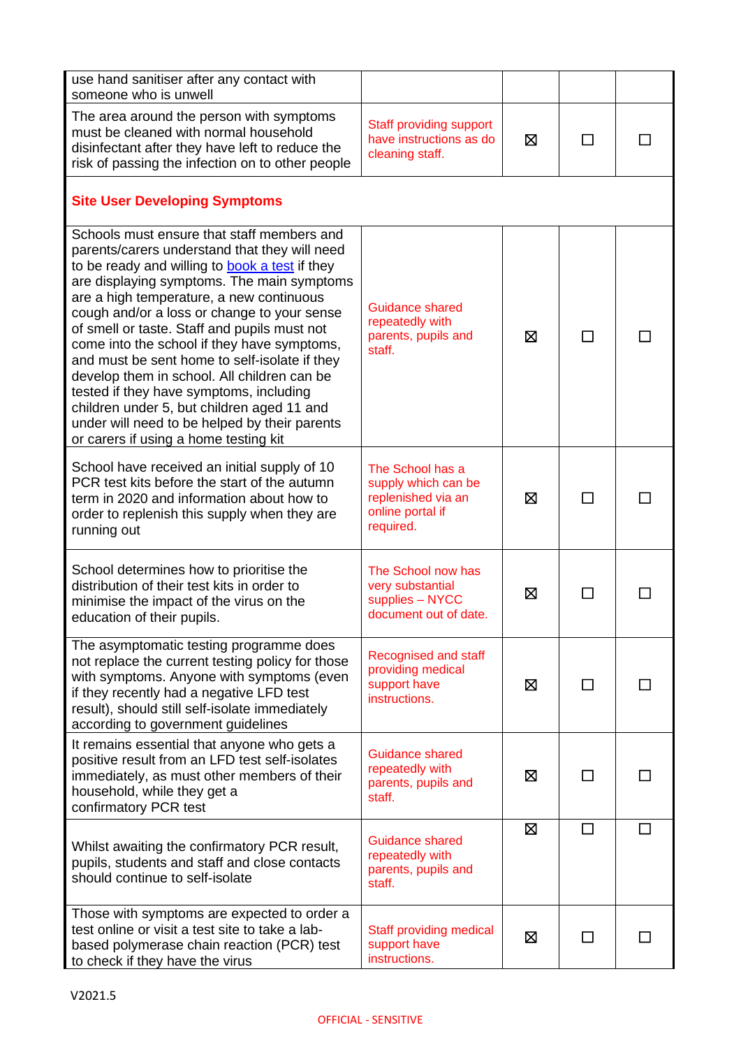| | | | | |
|---|---|---|---|---|
| use hand sanitiser after any contact with someone who is unwell | | | | |
| The area around the person with symptoms must be cleaned with normal household disinfectant after they have left to reduce the risk of passing the infection on to other people | Staff providing support have instructions as do cleaning staff. | ☒ | ☐ | ☐ |
| **Site User Developing Symptoms** | | | | |
| Schools must ensure that staff members and parents/carers understand that they will need to be ready and willing to [book a test]() if they are displaying symptoms. The main symptoms are a high temperature, a new continuous cough and/or a loss or change to your sense of smell or taste. Staff and pupils must not come into the school if they have symptoms, and must be sent home to self-isolate if they develop them in school. All children can be tested if they have symptoms, including children under 5, but children aged 11 and under will need to be helped by their parents or carers if using a home testing kit | Guidance shared repeatedly with parents, pupils and staff. | ☒ | ☐ | ☐ |
| School have received an initial supply of 10 PCR test kits before the start of the autumn term in 2020 and information about how to order to replenish this supply when they are running out | The School has a supply which can be replenished via an online portal if required. | ☒ | ☐ | ☐ |
| School determines how to prioritise the distribution of their test kits in order to minimise the impact of the virus on the education of their pupils. | The School now has very substantial supplies – NYCC document out of date. | ☒ | ☐ | ☐ |
| The asymptomatic testing programme does not replace the current testing policy for those with symptoms. Anyone with symptoms (even if they recently had a negative LFD test result), should still self-isolate immediately according to government guidelines | Recognised and staff providing medical support have instructions. | ☒ | ☐ | ☐ |
| It remains essential that anyone who gets a positive result from an LFD test self-isolates immediately, as must other members of their household, while they get a confirmatory PCR test | Guidance shared repeatedly with parents, pupils and staff. | ☒ | ☐ | ☐ |
| Whilst awaiting the confirmatory PCR result, pupils, students and staff and close contacts should continue to self-isolate | Guidance shared repeatedly with parents, pupils and staff. | ☒ | ☐ | ☐ |
| Those with symptoms are expected to order a test online or visit a test site to take a lab-based polymerase chain reaction (PCR) test to check if they have the virus | Staff providing medical support have instructions. | ☒ | ☐ | ☐ |

V2021.5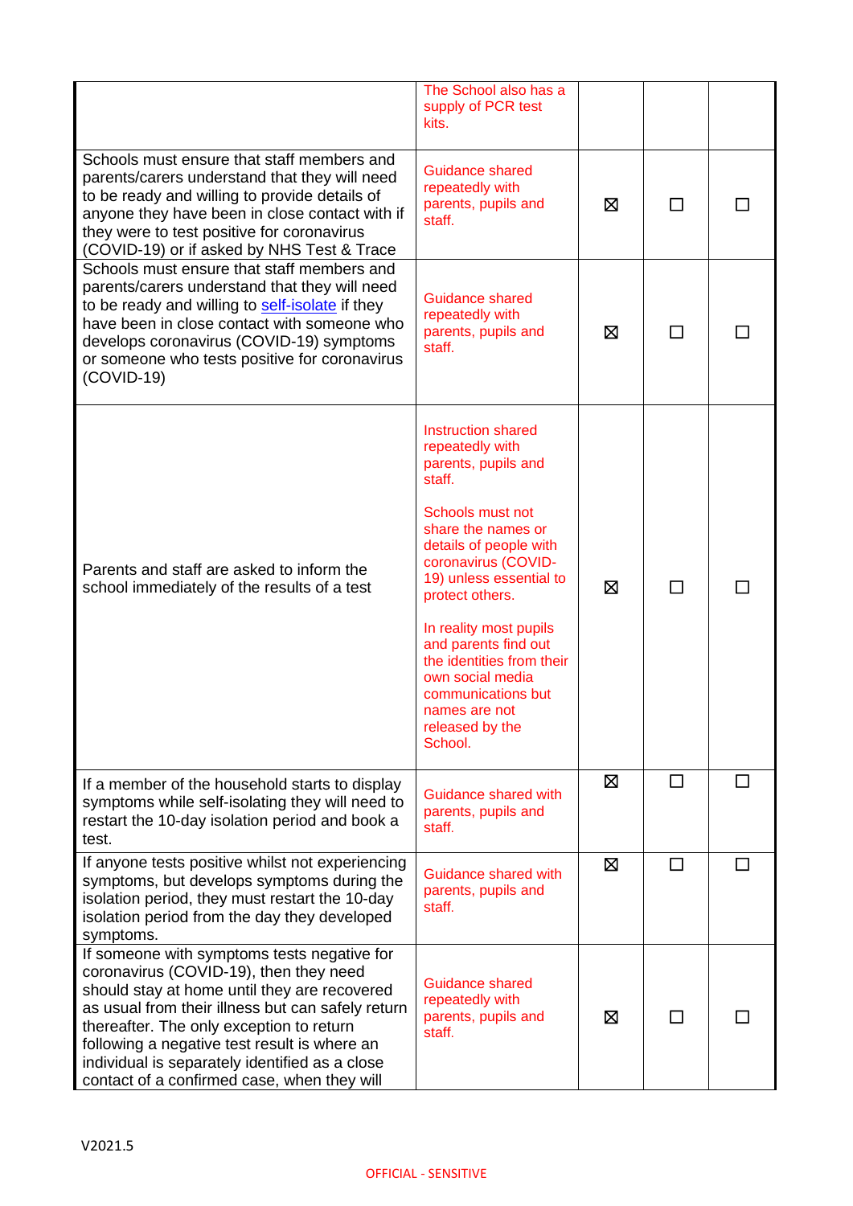| | | | | |
|---|---|---|---|---|
| | The School also has a supply of PCR test kits. | | | |
| Schools must ensure that staff members and parents/carers understand that they will need to be ready and willing to provide details of anyone they have been in close contact with if they were to test positive for coronavirus (COVID-19) or if asked by NHS Test & Trace | Guidance shared repeatedly with parents, pupils and staff. | ☒ | ☐ | ☐ |
| Schools must ensure that staff members and parents/carers understand that they will need to be ready and willing to [self-isolate](#) if they have been in close contact with someone who develops coronavirus (COVID-19) symptoms or someone who tests positive for coronavirus (COVID-19) | Guidance shared repeatedly with parents, pupils and staff. | ☒ | ☐ | ☐ |
| Parents and staff are asked to inform the school immediately of the results of a test | Instruction shared repeatedly with parents, pupils and staff.<br><br>Schools must not share the names or details of people with coronavirus (COVID-19) unless essential to protect others.<br><br>In reality most pupils and parents find out the identities from their own social media communications but names are not released by the School. | ☒ | ☐ | ☐ |
| If a member of the household starts to display symptoms while self-isolating they will need to restart the 10-day isolation period and book a test. | Guidance shared with parents, pupils and staff. | ☒ | ☐ | ☐ |
| If anyone tests positive whilst not experiencing symptoms, but develops symptoms during the isolation period, they must restart the 10-day isolation period from the day they developed symptoms. | Guidance shared with parents, pupils and staff. | ☒ | ☐ | ☐ |
| If someone with symptoms tests negative for coronavirus (COVID-19), then they need should stay at home until they are recovered as usual from their illness but can safely return thereafter. The only exception to return following a negative test result is where an individual is separately identified as a close contact of a confirmed case, when they will | Guidance shared repeatedly with parents, pupils and staff. | ☒ | ☐ | ☐ |

V2021.5

OFFICIAL - SENSITIVE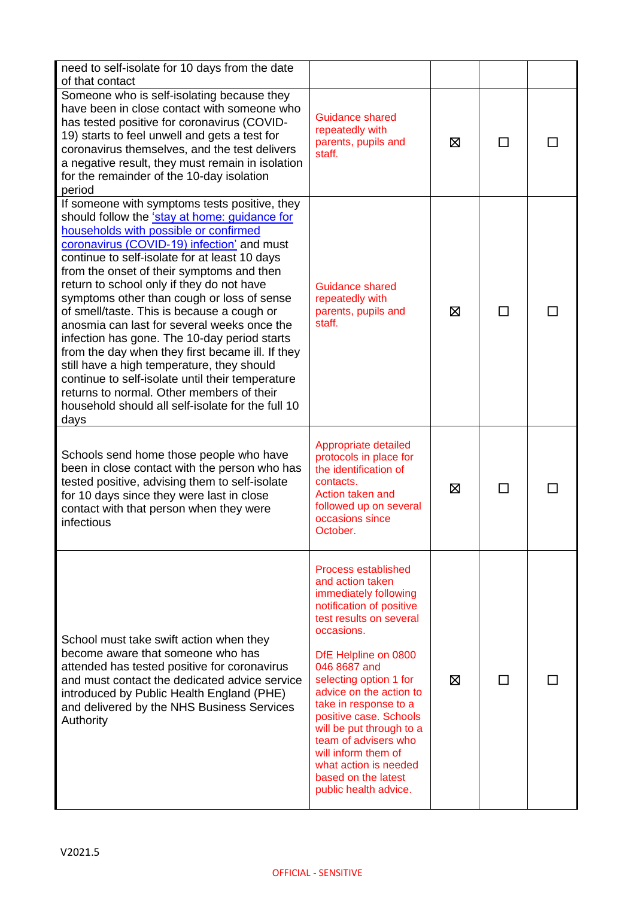| | | | | |
|---|---|---|---|---|
| need to self-isolate for 10 days from the date of that contact | | | | |
| Someone who is self-isolating because they have been in close contact with someone who has tested positive for coronavirus (COVID-19) starts to feel unwell and gets a test for coronavirus themselves, and the test delivers a negative result, they must remain in isolation for the remainder of the 10-day isolation period | Guidance shared repeatedly with parents, pupils and staff. | ☒ | ☐ | ☐ |
| If someone with symptoms tests positive, they should follow the 'stay at home: guidance for households with possible or confirmed coronavirus (COVID-19) infection' and must continue to self-isolate for at least 10 days from the onset of their symptoms and then return to school only if they do not have symptoms other than cough or loss of sense of smell/taste. This is because a cough or anosmia can last for several weeks once the infection has gone. The 10-day period starts from the day when they first became ill. If they still have a high temperature, they should continue to self-isolate until their temperature returns to normal. Other members of their household should all self-isolate for the full 10 days | Guidance shared repeatedly with parents, pupils and staff. | ☒ | ☐ | ☐ |
| Schools send home those people who have been in close contact with the person who has tested positive, advising them to self-isolate for 10 days since they were last in close contact with that person when they were infectious | Appropriate detailed protocols in place for the identification of contacts.<br>Action taken and followed up on several occasions since October. | ☒ | ☐ | ☐ |
| School must take swift action when they become aware that someone who has attended has tested positive for coronavirus and must contact the dedicated advice service introduced by Public Health England (PHE) and delivered by the NHS Business Services Authority | Process established and action taken immediately following notification of positive test results on several occasions.<br><br>DfE Helpline on 0800 046 8687 and selecting option 1 for advice on the action to take in response to a positive case. Schools will be put through to a team of advisers who will inform them of what action is needed based on the latest public health advice. | ☒ | ☐ | ☐ |

V2021.5

OFFICIAL - SENSITIVE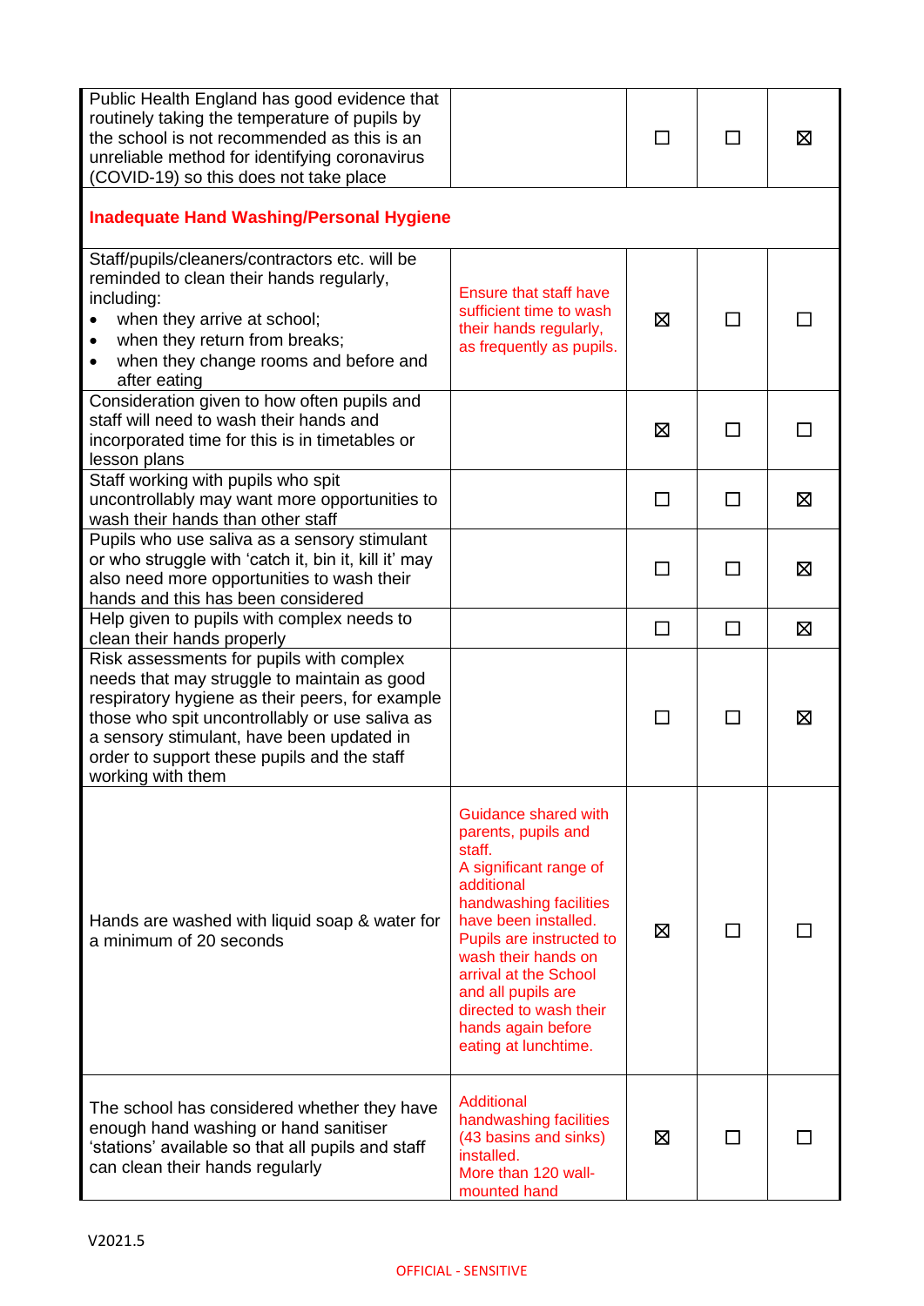| | | | | |
|---|---|---|---|---|
| Public Health England has good evidence that routinely taking the temperature of pupils by the school is not recommended as this is an unreliable method for identifying coronavirus (COVID-19) so this does not take place | | ☐ | ☐ | ☒ |
| **Inadequate Hand Washing/Personal Hygiene** | | | | |
| Staff/pupils/cleaners/contractors etc. will be reminded to clean their hands regularly, including:<br>• when they arrive at school;<br>• when they return from breaks;<br>• when they change rooms and before and after eating | Ensure that staff have sufficient time to wash their hands regularly, as frequently as pupils. | ☒ | ☐ | ☐ |
| Consideration given to how often pupils and staff will need to wash their hands and incorporated time for this is in timetables or lesson plans | | ☒ | ☐ | ☐ |
| Staff working with pupils who spit uncontrollably may want more opportunities to wash their hands than other staff | | ☐ | ☐ | ☒ |
| Pupils who use saliva as a sensory stimulant or who struggle with 'catch it, bin it, kill it' may also need more opportunities to wash their hands and this has been considered | | ☐ | ☐ | ☒ |
| Help given to pupils with complex needs to clean their hands properly | | ☐ | ☐ | ☒ |
| Risk assessments for pupils with complex needs that may struggle to maintain as good respiratory hygiene as their peers, for example those who spit uncontrollably or use saliva as a sensory stimulant, have been updated in order to support these pupils and the staff working with them | | ☐ | ☐ | ☒ |
| Hands are washed with liquid soap & water for a minimum of 20 seconds | Guidance shared with parents, pupils and staff.<br>A significant range of additional handwashing facilities have been installed.<br>Pupils are instructed to wash their hands on arrival at the School and all pupils are directed to wash their hands again before eating at lunchtime. | ☒ | ☐ | ☐ |
| The school has considered whether they have enough hand washing or hand sanitiser 'stations' available so that all pupils and staff can clean their hands regularly | Additional handwashing facilities (43 basins and sinks) installed.<br>More than 120 wall-mounted hand | ☒ | ☐ | ☐ |

V2021.5

OFFICIAL - SENSITIVE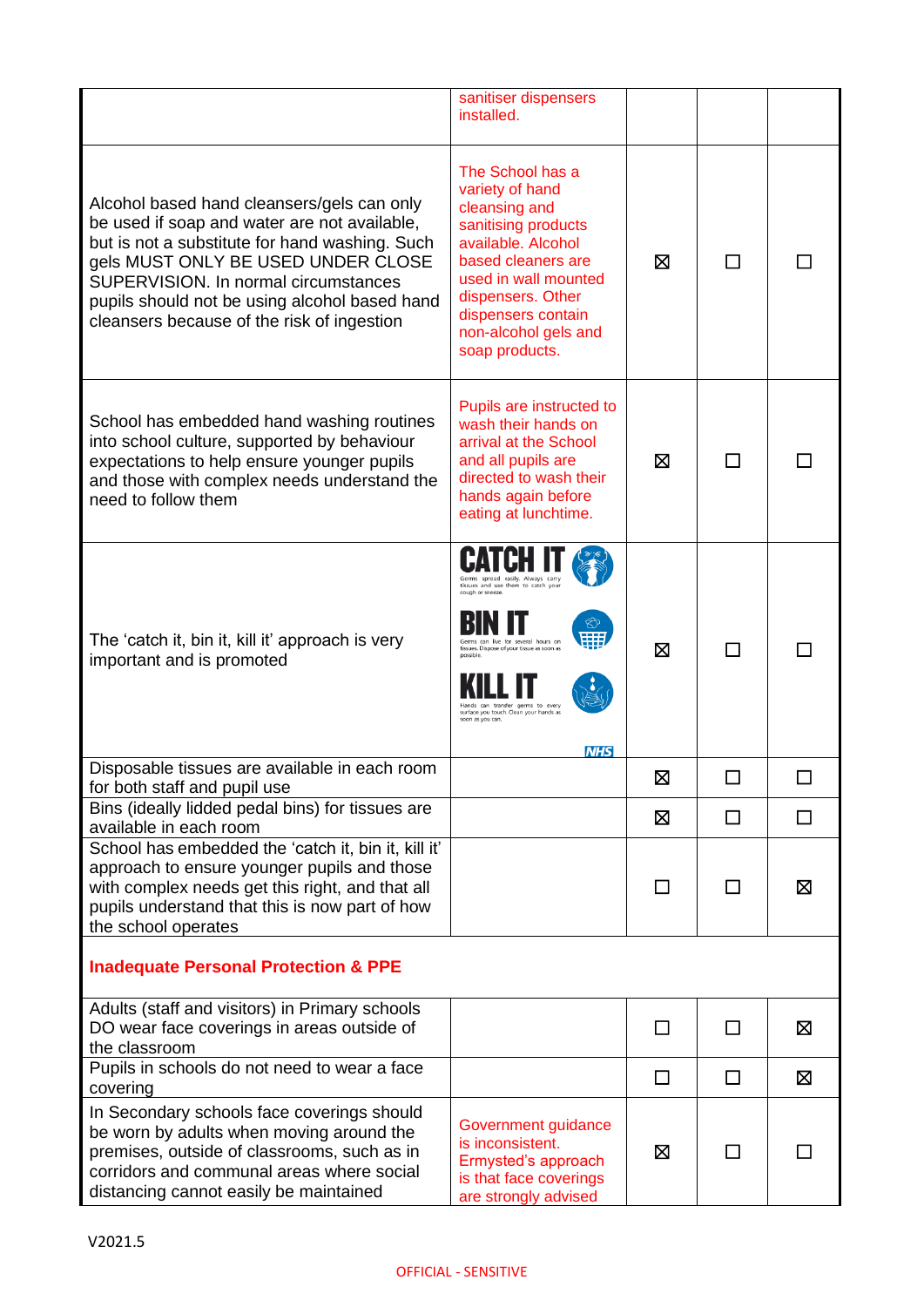| | | | | |
|---|---|---|---|---|
| | sanitiser dispensers installed. | | | |
| Alcohol based hand cleansers/gels can only be used if soap and water are not available, but is not a substitute for hand washing. Such gels MUST ONLY BE USED UNDER CLOSE SUPERVISION. In normal circumstances pupils should not be using alcohol based hand cleansers because of the risk of ingestion | The School has a variety of hand cleansing and sanitising products available. Alcohol based cleaners are used in wall mounted dispensers. Other dispensers contain non-alcohol gels and soap products. | ☒ | ☐ | ☐ |
| School has embedded hand washing routines into school culture, supported by behaviour expectations to help ensure younger pupils and those with complex needs understand the need to follow them | Pupils are instructed to wash their hands on arrival at the School and all pupils are directed to wash their hands again before eating at lunchtime. | ☒ | ☐ | ☐ |
| The 'catch it, bin it, kill it' approach is very important and is promoted | CATCH IT Germs spread easily. Always carry tissues and use them to catch your cough or sneeze. BIN IT Germs can live for several hours on tissues. Dispose of your tissue as soon as possible. KILL IT Hands can transfer germs to every surface you touch. Clean your hands as soon as you can. NHS | ☒ | ☐ | ☐ |
| Disposable tissues are available in each room for both staff and pupil use | | ☒ | ☐ | ☐ |
| Bins (ideally lidded pedal bins) for tissues are available in each room | | ☒ | ☐ | ☐ |
| School has embedded the 'catch it, bin it, kill it' approach to ensure younger pupils and those with complex needs get this right, and that all pupils understand that this is now part of how the school operates | | ☐ | ☐ | ☒ |
| **Inadequate Personal Protection & PPE** | | | | |
| Adults (staff and visitors) in Primary schools DO wear face coverings in areas outside of the classroom | | ☐ | ☐ | ☒ |
| Pupils in schools do not need to wear a face covering | | ☐ | ☐ | ☒ |
| In Secondary schools face coverings should be worn by adults when moving around the premises, outside of classrooms, such as in corridors and communal areas where social distancing cannot easily be maintained | Government guidance is inconsistent. Ermysted's approach is that face coverings are strongly advised | ☒ | ☐ | ☐ |

V2021.5

OFFICIAL - SENSITIVE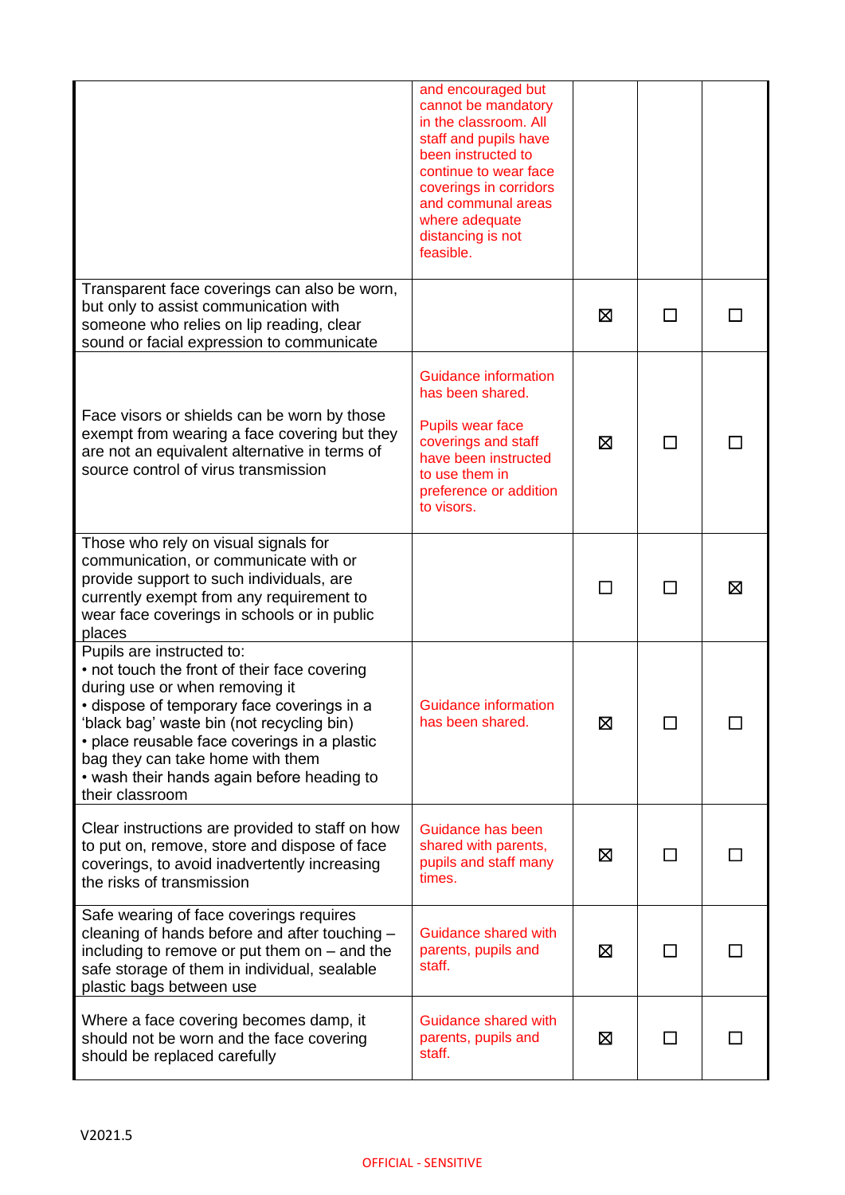| | | | | |
|---|---|---|---|---|
| | and encouraged but cannot be mandatory in the classroom. All staff and pupils have been instructed to continue to wear face coverings in corridors and communal areas where adequate distancing is not feasible. | | | |
| Transparent face coverings can also be worn, but only to assist communication with someone who relies on lip reading, clear sound or facial expression to communicate | | ☒ | ☐ | ☐ |
| Face visors or shields can be worn by those exempt from wearing a face covering but they are not an equivalent alternative in terms of source control of virus transmission | Guidance information has been shared.<br><br>Pupils wear face coverings and staff have been instructed to use them in preference or addition to visors. | ☒ | ☐ | ☐ |
| Those who rely on visual signals for communication, or communicate with or provide support to such individuals, are currently exempt from any requirement to wear face coverings in schools or in public places | | ☐ | ☐ | ☒ |
| Pupils are instructed to:<br>• not touch the front of their face covering during use or when removing it<br>• dispose of temporary face coverings in a 'black bag' waste bin (not recycling bin)<br>• place reusable face coverings in a plastic bag they can take home with them<br>• wash their hands again before heading to their classroom | Guidance information has been shared. | ☒ | ☐ | ☐ |
| Clear instructions are provided to staff on how to put on, remove, store and dispose of face coverings, to avoid inadvertently increasing the risks of transmission | Guidance has been shared with parents, pupils and staff many times. | ☒ | ☐ | ☐ |
| Safe wearing of face coverings requires cleaning of hands before and after touching – including to remove or put them on – and the safe storage of them in individual, sealable plastic bags between use | Guidance shared with parents, pupils and staff. | ☒ | ☐ | ☐ |
| Where a face covering becomes damp, it should not be worn and the face covering should be replaced carefully | Guidance shared with parents, pupils and staff. | ☒ | ☐ | ☐ |

V2021.5

OFFICIAL - SENSITIVE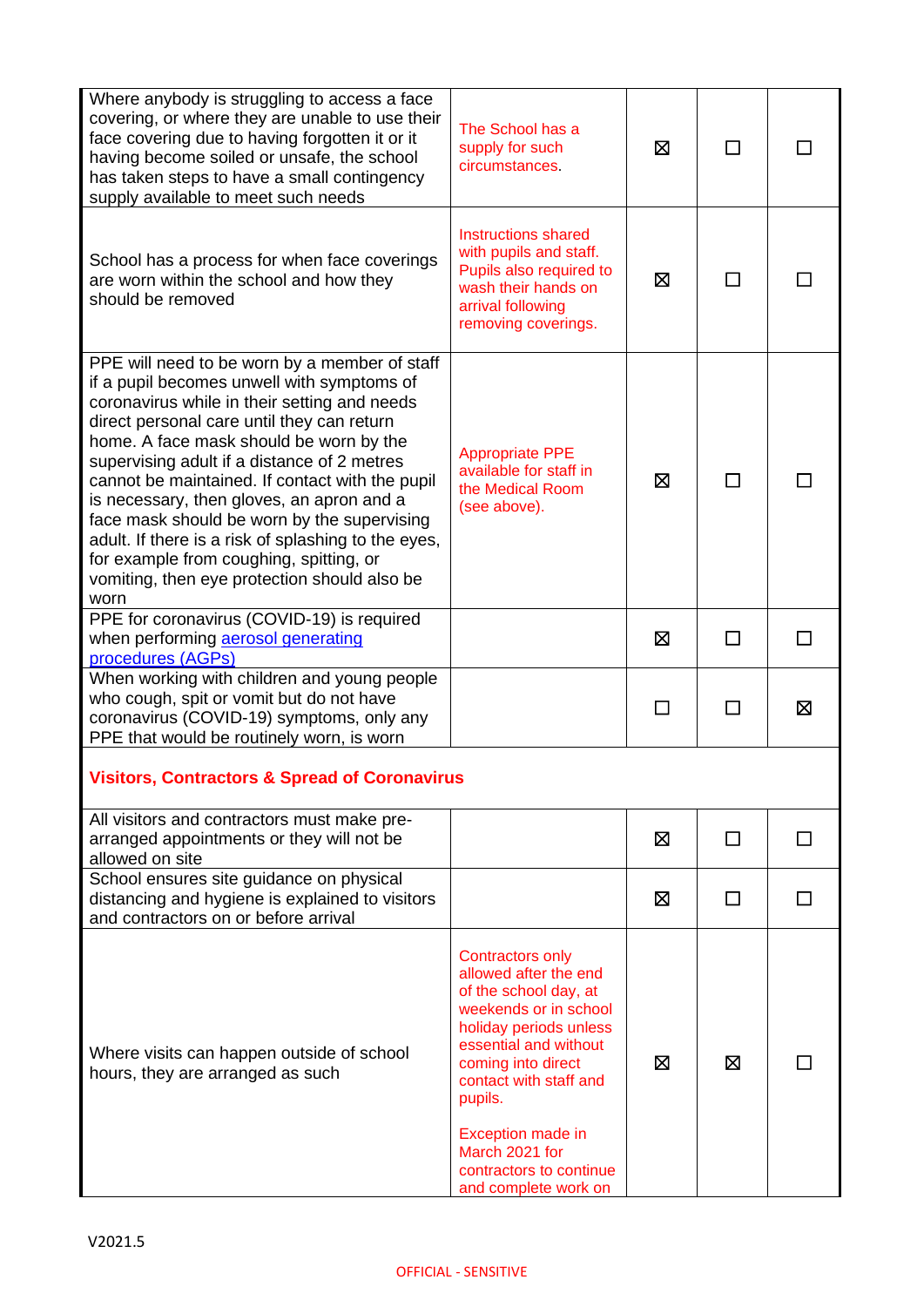| | | | | |
|---|---|---|---|---|
| Where anybody is struggling to access a face covering, or where they are unable to use their face covering due to having forgotten it or it having become soiled or unsafe, the school has taken steps to have a small contingency supply available to meet such needs | The School has a supply for such circumstances. | ☒ | ☐ | ☐ |
| School has a process for when face coverings are worn within the school and how they should be removed | Instructions shared with pupils and staff. Pupils also required to wash their hands on arrival following removing coverings. | ☒ | ☐ | ☐ |
| PPE will need to be worn by a member of staff if a pupil becomes unwell with symptoms of coronavirus while in their setting and needs direct personal care until they can return home. A face mask should be worn by the supervising adult if a distance of 2 metres cannot be maintained. If contact with the pupil is necessary, then gloves, an apron and a face mask should be worn by the supervising adult. If there is a risk of splashing to the eyes, for example from coughing, spitting, or vomiting, then eye protection should also be worn | Appropriate PPE available for staff in the Medical Room (see above). | ☒ | ☐ | ☐ |
| PPE for coronavirus (COVID-19) is required when performing [aerosol generating procedures (AGPs)]() | | ☒ | ☐ | ☐ |
| When working with children and young people who cough, spit or vomit but do not have coronavirus (COVID-19) symptoms, only any PPE that would be routinely worn, is worn | | ☐ | ☐ | ☒ |
| **Visitors, Contractors & Spread of Coronavirus** | | | | |
| All visitors and contractors must make pre-arranged appointments or they will not be allowed on site | | ☒ | ☐ | ☐ |
| School ensures site guidance on physical distancing and hygiene is explained to visitors and contractors on or before arrival | | ☒ | ☐ | ☐ |
| Where visits can happen outside of school hours, they are arranged as such | Contractors only allowed after the end of the school day, at weekends or in school holiday periods unless essential and without coming into direct contact with staff and pupils.<br><br>Exception made in March 2021 for contractors to continue and complete work on | ☒ | ☒ | ☐ |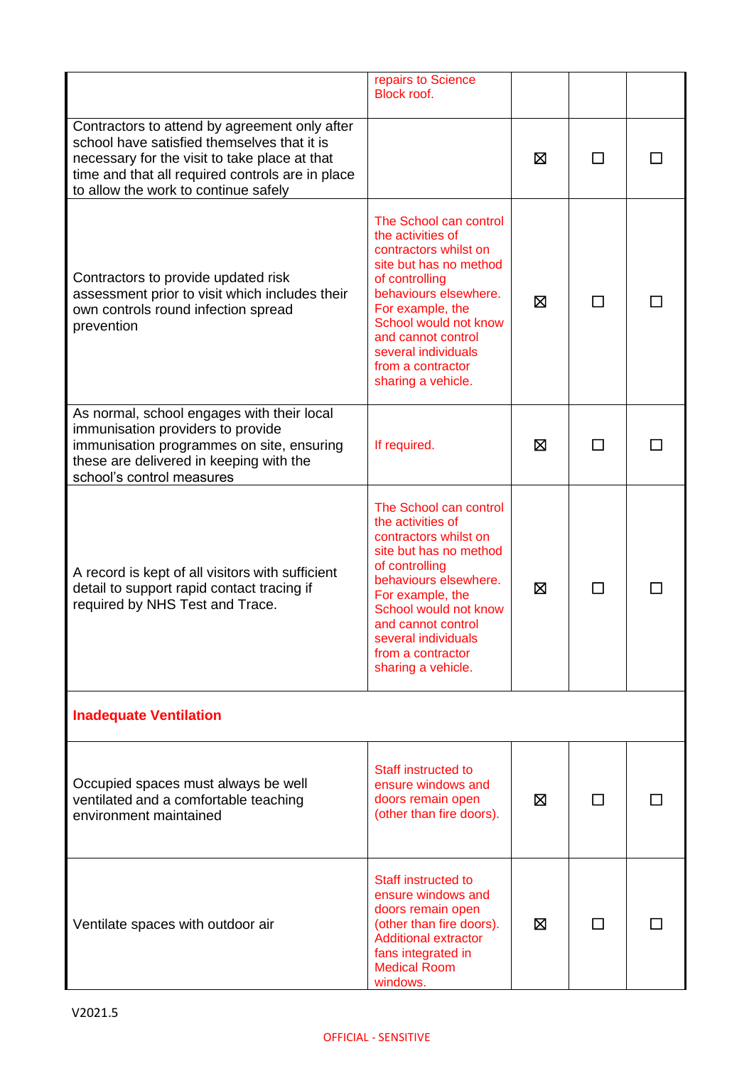| | | | | |
|---|---|---|---|---|
| | repairs to Science Block roof. | | | |
| Contractors to attend by agreement only after school have satisfied themselves that it is necessary for the visit to take place at that time and that all required controls are in place to allow the work to continue safely | | ☒ | ☐ | ☐ |
| Contractors to provide updated risk assessment prior to visit which includes their own controls round infection spread prevention | The School can control the activities of contractors whilst on site but has no method of controlling behaviours elsewhere. For example, the School would not know and cannot control several individuals from a contractor sharing a vehicle. | ☒ | ☐ | ☐ |
| As normal, school engages with their local immunisation providers to provide immunisation programmes on site, ensuring these are delivered in keeping with the school's control measures | If required. | ☒ | ☐ | ☐ |
| A record is kept of all visitors with sufficient detail to support rapid contact tracing if required by NHS Test and Trace. | The School can control the activities of contractors whilst on site but has no method of controlling behaviours elsewhere. For example, the School would not know and cannot control several individuals from a contractor sharing a vehicle. | ☒ | ☐ | ☐ |
| **Inadequate Ventilation** | | | | |
| Occupied spaces must always be well ventilated and a comfortable teaching environment maintained | Staff instructed to ensure windows and doors remain open (other than fire doors). | ☒ | ☐ | ☐ |
| Ventilate spaces with outdoor air | Staff instructed to ensure windows and doors remain open (other than fire doors). Additional extractor fans integrated in Medical Room windows. | ☒ | ☐ | ☐ |

V2021.5

OFFICIAL - SENSITIVE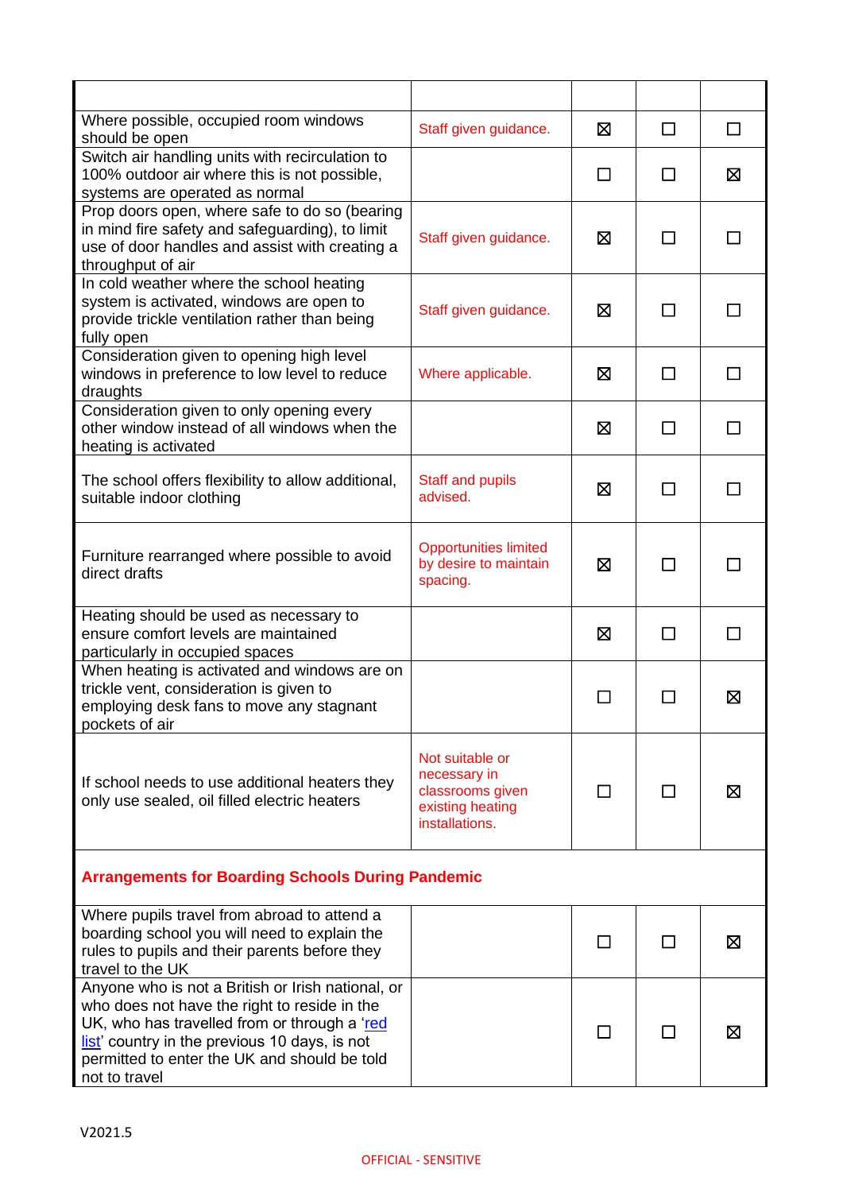| | | | | |
|---|---|---|---|---|
| Where possible, occupied room windows should be open | Staff given guidance. | ☒ | ☐ | ☐ |
| Switch air handling units with recirculation to 100% outdoor air where this is not possible, systems are operated as normal | | ☐ | ☐ | ☒ |
| Prop doors open, where safe to do so (bearing in mind fire safety and safeguarding), to limit use of door handles and assist with creating a throughput of air | Staff given guidance. | ☒ | ☐ | ☐ |
| In cold weather where the school heating system is activated, windows are open to provide trickle ventilation rather than being fully open | Staff given guidance. | ☒ | ☐ | ☐ |
| Consideration given to opening high level windows in preference to low level to reduce draughts | Where applicable. | ☒ | ☐ | ☐ |
| Consideration given to only opening every other window instead of all windows when the heating is activated | | ☒ | ☐ | ☐ |
| The school offers flexibility to allow additional, suitable indoor clothing | Staff and pupils advised. | ☒ | ☐ | ☐ |
| Furniture rearranged where possible to avoid direct drafts | Opportunities limited by desire to maintain spacing. | ☒ | ☐ | ☐ |
| Heating should be used as necessary to ensure comfort levels are maintained particularly in occupied spaces | | ☒ | ☐ | ☐ |
| When heating is activated and windows are on trickle vent, consideration is given to employing desk fans to move any stagnant pockets of air | | ☐ | ☐ | ☒ |
| If school needs to use additional heaters they only use sealed, oil filled electric heaters | Not suitable or necessary in classrooms given existing heating installations. | ☐ | ☐ | ☒ |
| **Arrangements for Boarding Schools During Pandemic** | | | | |
| Where pupils travel from abroad to attend a boarding school you will need to explain the rules to pupils and their parents before they travel to the UK | | ☐ | ☐ | ☒ |
| Anyone who is not a British or Irish national, or who does not have the right to reside in the UK, who has travelled from or through a 'red list' country in the previous 10 days, is not permitted to enter the UK and should be told not to travel | | ☐ | ☐ | ☒ |

V2021.5

OFFICIAL - SENSITIVE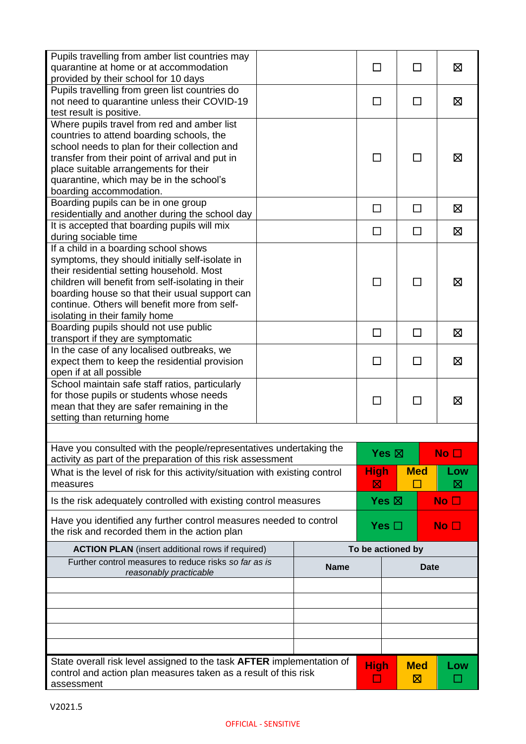| | | | | |
|---|---|---|---|---|
| Pupils travelling from amber list countries may quarantine at home or at accommodation provided by their school for 10 days | | ☐ | ☐ | ☒ |
| Pupils travelling from green list countries do not need to quarantine unless their COVID-19 test result is positive. | | ☐ | ☐ | ☒ |
| Where pupils travel from red and amber list countries to attend boarding schools, the school needs to plan for their collection and transfer from their point of arrival and put in place suitable arrangements for their quarantine, which may be in the school's boarding accommodation. | | ☐ | ☐ | ☒ |
| Boarding pupils can be in one group residentially and another during the school day | | ☐ | ☐ | ☒ |
| It is accepted that boarding pupils will mix during sociable time | | ☐ | ☐ | ☒ |
| If a child in a boarding school shows symptoms, they should initially self-isolate in their residential setting household. Most children will benefit from self-isolating in their boarding house so that their usual support can continue. Others will benefit more from self-isolating in their family home | | ☐ | ☐ | ☒ |
| Boarding pupils should not use public transport if they are symptomatic | | ☐ | ☐ | ☒ |
| In the case of any localised outbreaks, we expect them to keep the residential provision open if at all possible | | ☐ | ☐ | ☒ |
| School maintain safe staff ratios, particularly for those pupils or students whose needs mean that they are safer remaining in the setting than returning home | | ☐ | ☐ | ☒ |

| | | | |
|---|---|---|---|
| Have you consulted with the people/representatives undertaking the activity as part of the preparation of this risk assessment | **Yes ☒** | | **No ☐** |
| What is the level of risk for this activity/situation with existing control measures | **High** ☒ | **Med** ☐ | **Low** ☒ |
| Is the risk adequately controlled with existing control measures | **Yes ☒** | | **No ☐** |
| Have you identified any further control measures needed to control the risk and recorded them in the action plan | **Yes ☐** | | **No ☐** |

| **ACTION PLAN** (insert additional rows if required) | To be actioned by | |
|---|---|---|
| Further control measures to reduce risks *so far as is reasonably practicable* | **Name** | **Date** |
| | | |
| | | |
| | | |
| | | |
| | | |

| | | | |
|---|---|---|---|
| State overall risk level assigned to the task **AFTER** implementation of control and action plan measures taken as a result of this risk assessment | **High** ☐ | **Med** ☒ | **Low** ☐ |

V2021.5

OFFICIAL - SENSITIVE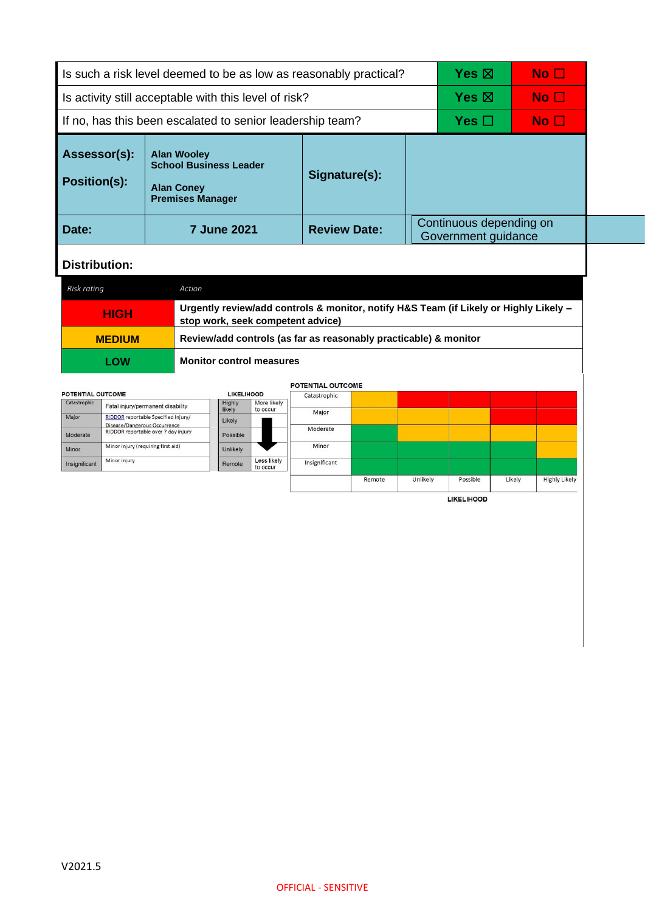| | | |
|---|---|---|
| Is such a risk level deemed to be as low as reasonably practical? | **Yes ☒** | **No ☐** |
| Is activity still acceptable with this level of risk? | **Yes ☒** | **No ☐** |
| If no, has this been escalated to senior leadership team? | **Yes ☐** | **No ☐** |

| | | | |
|---|---|---|---|
| **Assessor(s):** **Position(s):** | **Alan Wooley** **School Business Leader** **Alan Coney** **Premises Manager** | **Signature(s):** | |
| **Date:** | **7 June 2021** | **Review Date:** | Continuous depending on Government guidance |
| **Distribution:** | | | |

| *Risk rating* | *Action* |
|---|---|
| **HIGH** | **Urgently review/add controls & monitor, notify H&S Team (if Likely or Highly Likely – stop work, seek competent advice)** |
| **MEDIUM** | **Review/add controls (as far as reasonably practicable) & monitor** |
| **LOW** | **Monitor control measures** |

**POTENTIAL OUTCOME**

| | |
|---|---|
| Catastrophic | Fatal injury/permanent disability |
| Major | RIDDOR reportable Specified Injury/ Disease/Dangerous Occurrence |
| Moderate | RIDDOR reportable over 7 day injury |
| Minor | Minor injury (requiring first aid) |
| Insignificant | Minor injury |

**LIKELIHOOD**

| | |
|---|---|
| Highly likely | More likely to occur |
| Likely | |
| Possible | |
| Unlikely | |
| Remote | Less likely to occur |

**POTENTIAL OUTCOME**

| | | | | | |
|---|---|---|---|---|---|
| Catastrophic | MEDIUM | HIGH | HIGH | HIGH | HIGH |
| Major | MEDIUM | MEDIUM | MEDIUM | HIGH | HIGH |
| Moderate | LOW | MEDIUM | MEDIUM | MEDIUM | MEDIUM |
| Minor | LOW | LOW | LOW | LOW | MEDIUM |
| Insignificant | LOW | LOW | LOW | LOW | LOW |
| | Remote | Unlikely | Possible | Likely | Highly Likely |

**LIKELIHOOD**

V2021.5

OFFICIAL - SENSITIVE